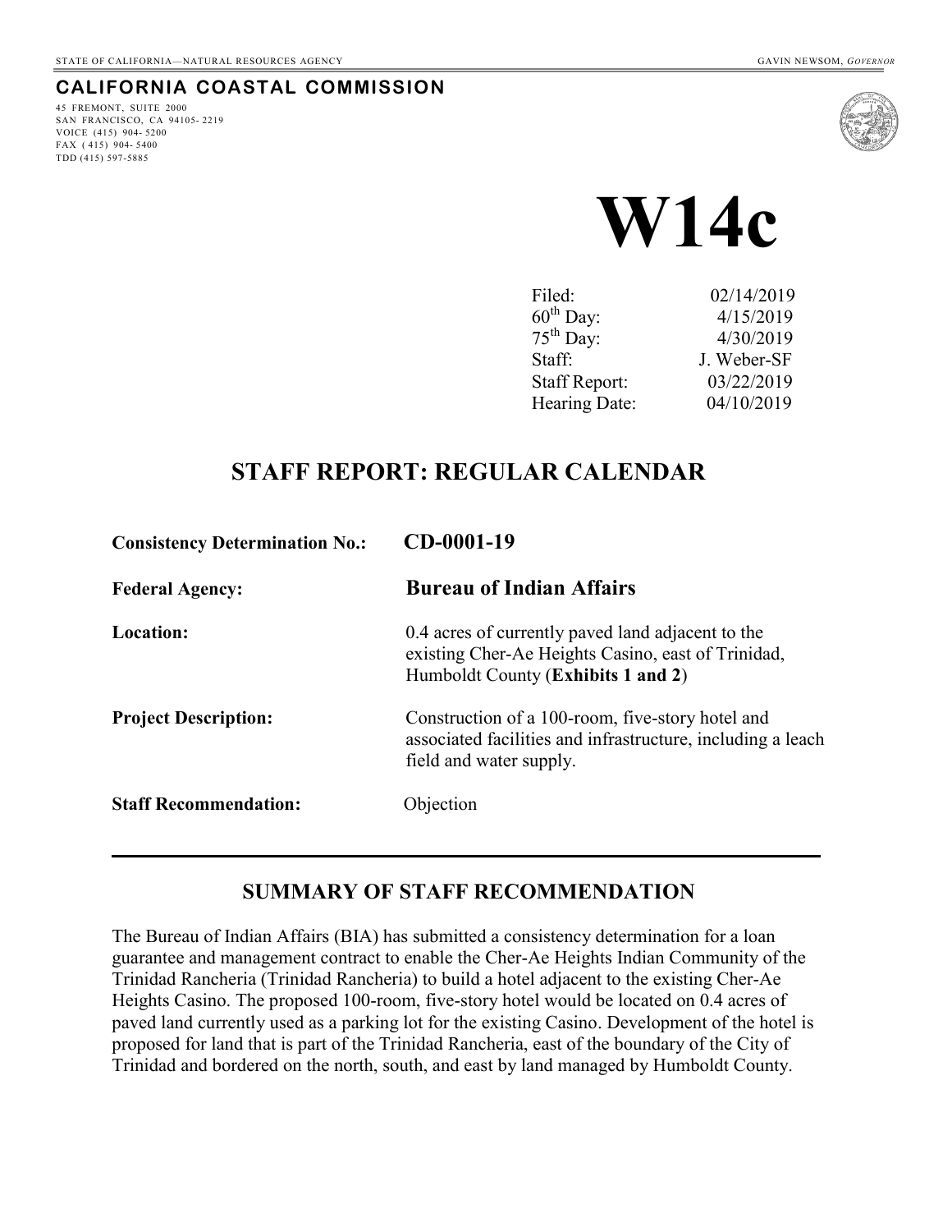STATE OF CALIFORNIA—NATURAL RESOURCES AGENCY GAVIN NEWSOM, *GOVERNOR*

**CALIFORNIA COASTAL COMMISSION**

45 FREMONT, SUITE 2000
SAN FRANCISCO, CA 94105-2219
VOICE (415) 904-5200
FAX (415) 904-5400
TDD (415) 597-5885

# W14c

| | |
|---|---|
| Filed: | 02/14/2019 |
| 60th Day: | 4/15/2019 |
| 75th Day: | 4/30/2019 |
| Staff: | J. Weber-SF |
| Staff Report: | 03/22/2019 |
| Hearing Date: | 04/10/2019 |

## STAFF REPORT: REGULAR CALENDAR

**Consistency Determination No.:** **CD-0001-19**

**Federal Agency:** **Bureau of Indian Affairs**

**Location:** 0.4 acres of currently paved land adjacent to the existing Cher-Ae Heights Casino, east of Trinidad, Humboldt County (**Exhibits 1 and 2**)

**Project Description:** Construction of a 100-room, five-story hotel and associated facilities and infrastructure, including a leach field and water supply.

**Staff Recommendation:** Objection

---

## SUMMARY OF STAFF RECOMMENDATION

The Bureau of Indian Affairs (BIA) has submitted a consistency determination for a loan guarantee and management contract to enable the Cher-Ae Heights Indian Community of the Trinidad Rancheria (Trinidad Rancheria) to build a hotel adjacent to the existing Cher-Ae Heights Casino. The proposed 100-room, five-story hotel would be located on 0.4 acres of paved land currently used as a parking lot for the existing Casino. Development of the hotel is proposed for land that is part of the Trinidad Rancheria, east of the boundary of the City of Trinidad and bordered on the north, south, and east by land managed by Humboldt County.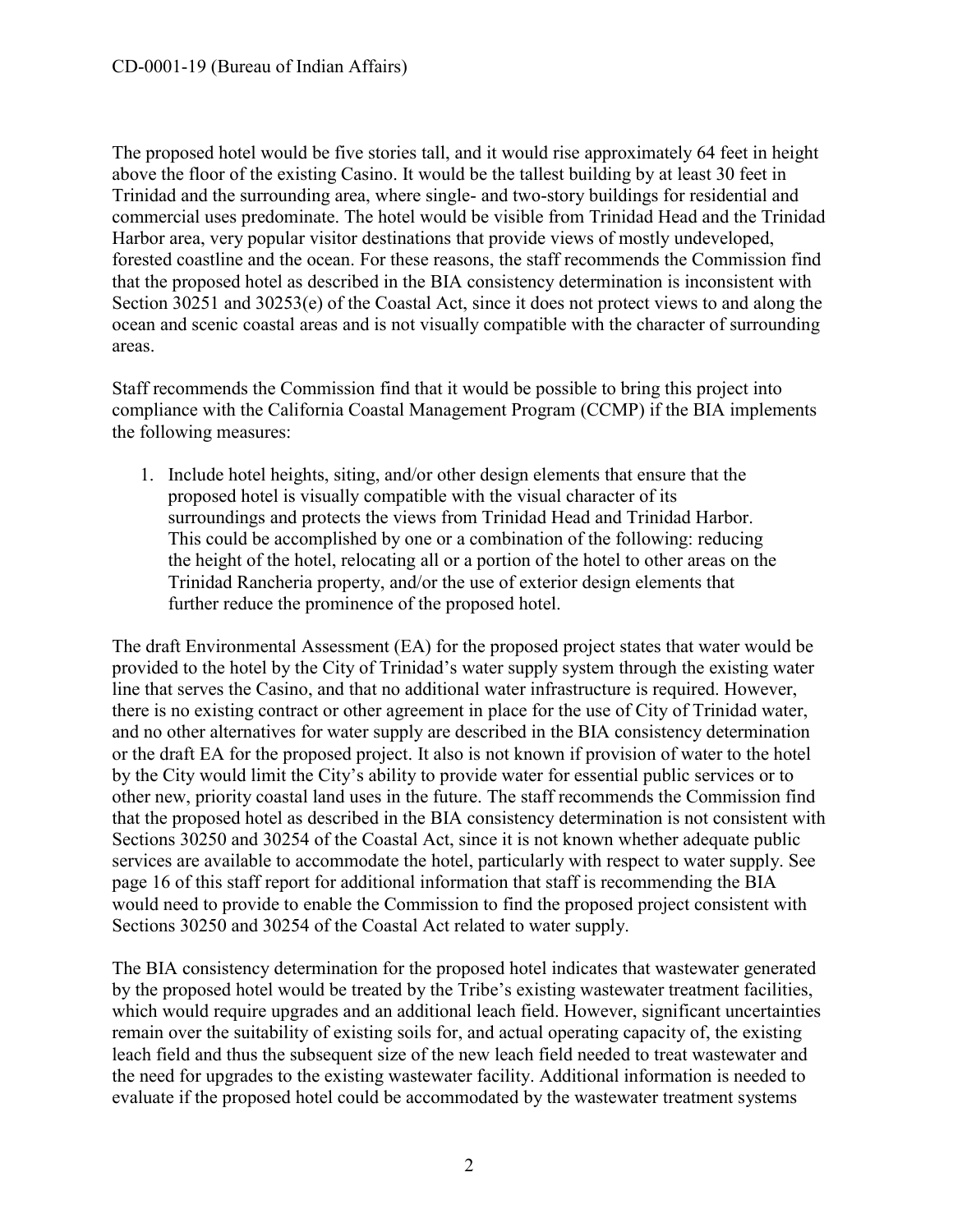The proposed hotel would be five stories tall, and it would rise approximately 64 feet in height above the floor of the existing Casino. It would be the tallest building by at least 30 feet in Trinidad and the surrounding area, where single- and two-story buildings for residential and commercial uses predominate. The hotel would be visible from Trinidad Head and the Trinidad Harbor area, very popular visitor destinations that provide views of mostly undeveloped, forested coastline and the ocean. For these reasons, the staff recommends the Commission find that the proposed hotel as described in the BIA consistency determination is inconsistent with Section 30251 and 30253(e) of the Coastal Act, since it does not protect views to and along the ocean and scenic coastal areas and is not visually compatible with the character of surrounding areas.

Staff recommends the Commission find that it would be possible to bring this project into compliance with the California Coastal Management Program (CCMP) if the BIA implements the following measures:

1. Include hotel heights, siting, and/or other design elements that ensure that the proposed hotel is visually compatible with the visual character of its surroundings and protects the views from Trinidad Head and Trinidad Harbor. This could be accomplished by one or a combination of the following: reducing the height of the hotel, relocating all or a portion of the hotel to other areas on the Trinidad Rancheria property, and/or the use of exterior design elements that further reduce the prominence of the proposed hotel.

The draft Environmental Assessment (EA) for the proposed project states that water would be provided to the hotel by the City of Trinidad's water supply system through the existing water line that serves the Casino, and that no additional water infrastructure is required. However, there is no existing contract or other agreement in place for the use of City of Trinidad water, and no other alternatives for water supply are described in the BIA consistency determination or the draft EA for the proposed project. It also is not known if provision of water to the hotel by the City would limit the City's ability to provide water for essential public services or to other new, priority coastal land uses in the future. The staff recommends the Commission find that the proposed hotel as described in the BIA consistency determination is not consistent with Sections 30250 and 30254 of the Coastal Act, since it is not known whether adequate public services are available to accommodate the hotel, particularly with respect to water supply. See page 16 of this staff report for additional information that staff is recommending the BIA would need to provide to enable the Commission to find the proposed project consistent with Sections 30250 and 30254 of the Coastal Act related to water supply.

The BIA consistency determination for the proposed hotel indicates that wastewater generated by the proposed hotel would be treated by the Tribe's existing wastewater treatment facilities, which would require upgrades and an additional leach field. However, significant uncertainties remain over the suitability of existing soils for, and actual operating capacity of, the existing leach field and thus the subsequent size of the new leach field needed to treat wastewater and the need for upgrades to the existing wastewater facility. Additional information is needed to evaluate if the proposed hotel could be accommodated by the wastewater treatment systems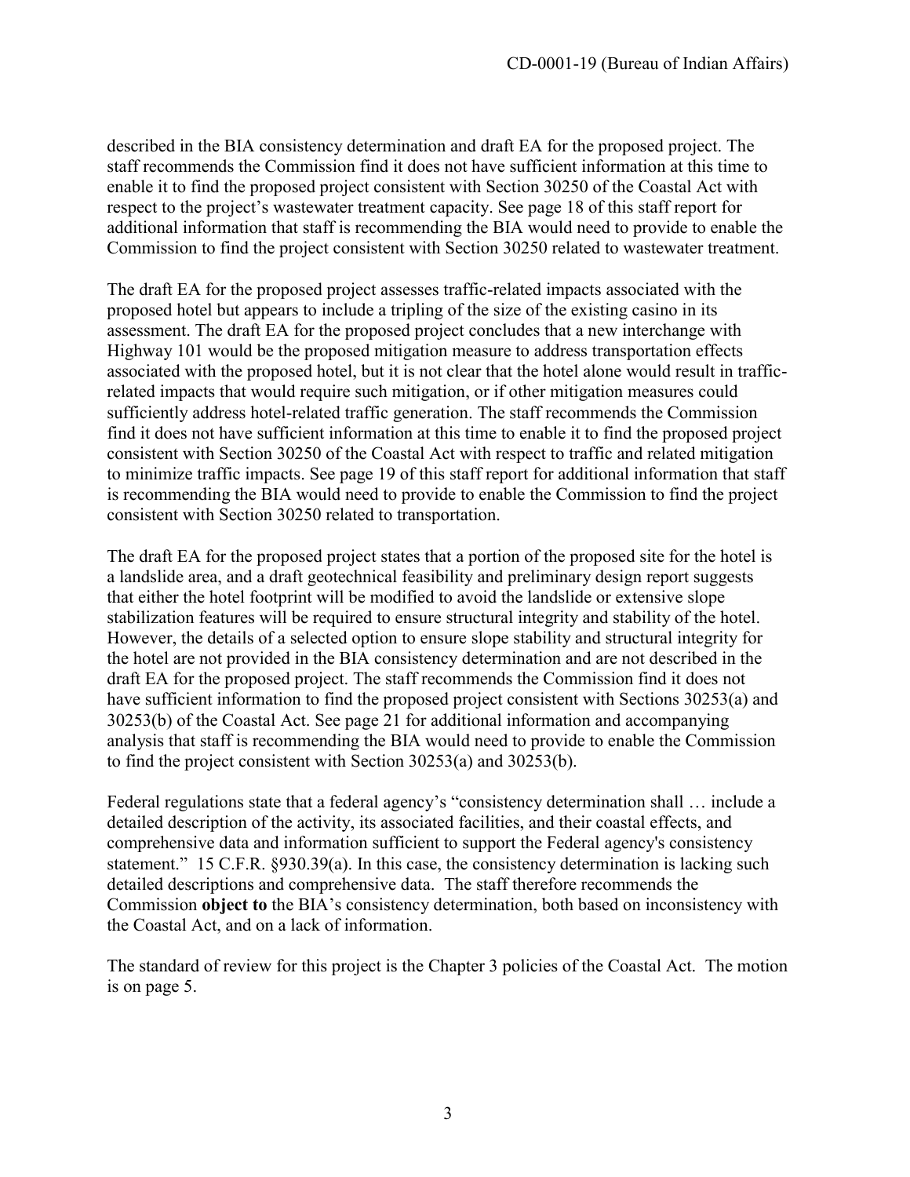described in the BIA consistency determination and draft EA for the proposed project. The staff recommends the Commission find it does not have sufficient information at this time to enable it to find the proposed project consistent with Section 30250 of the Coastal Act with respect to the project's wastewater treatment capacity. See page 18 of this staff report for additional information that staff is recommending the BIA would need to provide to enable the Commission to find the project consistent with Section 30250 related to wastewater treatment.

The draft EA for the proposed project assesses traffic-related impacts associated with the proposed hotel but appears to include a tripling of the size of the existing casino in its assessment. The draft EA for the proposed project concludes that a new interchange with Highway 101 would be the proposed mitigation measure to address transportation effects associated with the proposed hotel, but it is not clear that the hotel alone would result in traffic-related impacts that would require such mitigation, or if other mitigation measures could sufficiently address hotel-related traffic generation. The staff recommends the Commission find it does not have sufficient information at this time to enable it to find the proposed project consistent with Section 30250 of the Coastal Act with respect to traffic and related mitigation to minimize traffic impacts. See page 19 of this staff report for additional information that staff is recommending the BIA would need to provide to enable the Commission to find the project consistent with Section 30250 related to transportation.

The draft EA for the proposed project states that a portion of the proposed site for the hotel is a landslide area, and a draft geotechnical feasibility and preliminary design report suggests that either the hotel footprint will be modified to avoid the landslide or extensive slope stabilization features will be required to ensure structural integrity and stability of the hotel. However, the details of a selected option to ensure slope stability and structural integrity for the hotel are not provided in the BIA consistency determination and are not described in the draft EA for the proposed project. The staff recommends the Commission find it does not have sufficient information to find the proposed project consistent with Sections 30253(a) and 30253(b) of the Coastal Act. See page 21 for additional information and accompanying analysis that staff is recommending the BIA would need to provide to enable the Commission to find the project consistent with Section 30253(a) and 30253(b).

Federal regulations state that a federal agency's "consistency determination shall … include a detailed description of the activity, its associated facilities, and their coastal effects, and comprehensive data and information sufficient to support the Federal agency's consistency statement." 15 C.F.R. §930.39(a). In this case, the consistency determination is lacking such detailed descriptions and comprehensive data. The staff therefore recommends the Commission **object to** the BIA's consistency determination, both based on inconsistency with the Coastal Act, and on a lack of information.

The standard of review for this project is the Chapter 3 policies of the Coastal Act. The motion is on page 5.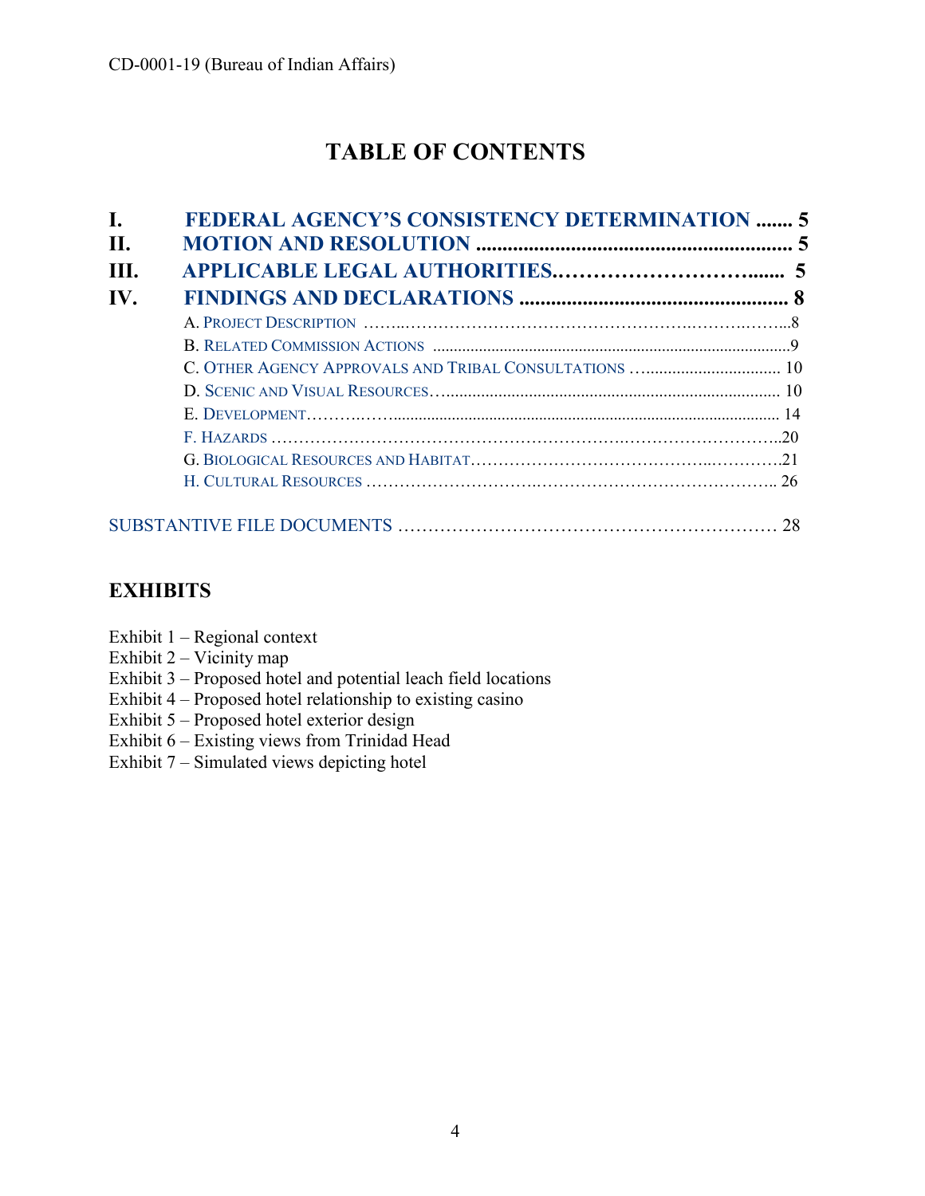# TABLE OF CONTENTS

| | | |
|---|---|---|
| **I.** | **FEDERAL AGENCY'S CONSISTENCY DETERMINATION** | **5** |
| **II.** | **MOTION AND RESOLUTION** | **5** |
| **III.** | **APPLICABLE LEGAL AUTHORITIES** | **5** |
| **IV.** | **FINDINGS AND DECLARATIONS** | **8** |
| | A. PROJECT DESCRIPTION | 8 |
| | B. RELATED COMMISSION ACTIONS | 9 |
| | C. OTHER AGENCY APPROVALS AND TRIBAL CONSULTATIONS | 10 |
| | D. SCENIC AND VISUAL RESOURCES | 10 |
| | E. DEVELOPMENT | 14 |
| | F. HAZARDS | 20 |
| | G. BIOLOGICAL RESOURCES AND HABITAT | 21 |
| | H. CULTURAL RESOURCES | 26 |

SUBSTANTIVE FILE DOCUMENTS ........ 28

## EXHIBITS

Exhibit 1 – Regional context  
Exhibit 2 – Vicinity map  
Exhibit 3 – Proposed hotel and potential leach field locations  
Exhibit 4 – Proposed hotel relationship to existing casino  
Exhibit 5 – Proposed hotel exterior design  
Exhibit 6 – Existing views from Trinidad Head  
Exhibit 7 – Simulated views depicting hotel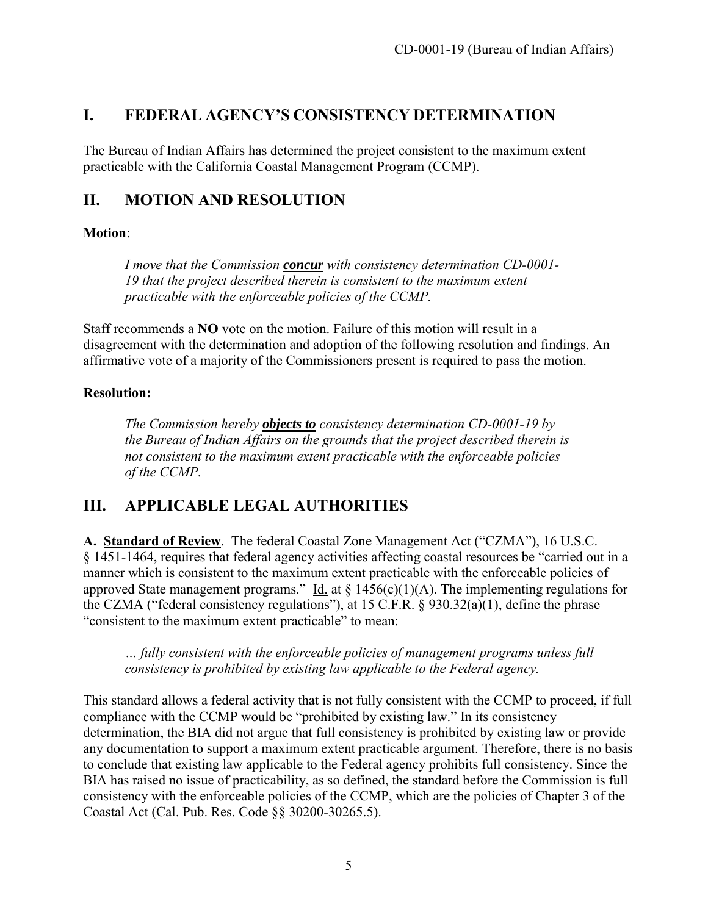## I. FEDERAL AGENCY'S CONSISTENCY DETERMINATION

The Bureau of Indian Affairs has determined the project consistent to the maximum extent practicable with the California Coastal Management Program (CCMP).

## II. MOTION AND RESOLUTION

**Motion**:

> *I move that the Commission* ***concur*** *with consistency determination CD-0001-19 that the project described therein is consistent to the maximum extent practicable with the enforceable policies of the CCMP.*

Staff recommends a **NO** vote on the motion. Failure of this motion will result in a disagreement with the determination and adoption of the following resolution and findings. An affirmative vote of a majority of the Commissioners present is required to pass the motion.

**Resolution:**

> *The Commission hereby* ***objects to*** *consistency determination CD-0001-19 by the Bureau of Indian Affairs on the grounds that the project described therein is not consistent to the maximum extent practicable with the enforceable policies of the CCMP.*

## III. APPLICABLE LEGAL AUTHORITIES

**A. Standard of Review**. The federal Coastal Zone Management Act ("CZMA"), 16 U.S.C. § 1451-1464, requires that federal agency activities affecting coastal resources be "carried out in a manner which is consistent to the maximum extent practicable with the enforceable policies of approved State management programs." Id. at § 1456(c)(1)(A). The implementing regulations for the CZMA ("federal consistency regulations"), at 15 C.F.R. § 930.32(a)(1), define the phrase "consistent to the maximum extent practicable" to mean:

> *… fully consistent with the enforceable policies of management programs unless full consistency is prohibited by existing law applicable to the Federal agency.*

This standard allows a federal activity that is not fully consistent with the CCMP to proceed, if full compliance with the CCMP would be "prohibited by existing law." In its consistency determination, the BIA did not argue that full consistency is prohibited by existing law or provide any documentation to support a maximum extent practicable argument. Therefore, there is no basis to conclude that existing law applicable to the Federal agency prohibits full consistency. Since the BIA has raised no issue of practicability, as so defined, the standard before the Commission is full consistency with the enforceable policies of the CCMP, which are the policies of Chapter 3 of the Coastal Act (Cal. Pub. Res. Code §§ 30200-30265.5).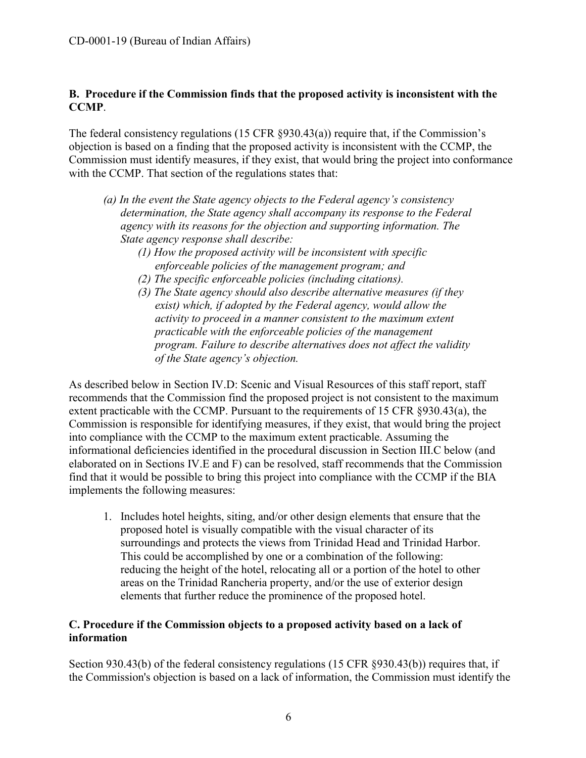**B. Procedure if the Commission finds that the proposed activity is inconsistent with the CCMP**.

The federal consistency regulations (15 CFR §930.43(a)) require that, if the Commission's objection is based on a finding that the proposed activity is inconsistent with the CCMP, the Commission must identify measures, if they exist, that would bring the project into conformance with the CCMP. That section of the regulations states that:

> *(a) In the event the State agency objects to the Federal agency's consistency determination, the State agency shall accompany its response to the Federal agency with its reasons for the objection and supporting information. The State agency response shall describe:*
>
> *(1) How the proposed activity will be inconsistent with specific enforceable policies of the management program; and*
>
> *(2) The specific enforceable policies (including citations).*
>
> *(3) The State agency should also describe alternative measures (if they exist) which, if adopted by the Federal agency, would allow the activity to proceed in a manner consistent to the maximum extent practicable with the enforceable policies of the management program. Failure to describe alternatives does not affect the validity of the State agency's objection.*

As described below in Section IV.D: Scenic and Visual Resources of this staff report, staff recommends that the Commission find the proposed project is not consistent to the maximum extent practicable with the CCMP. Pursuant to the requirements of 15 CFR §930.43(a), the Commission is responsible for identifying measures, if they exist, that would bring the project into compliance with the CCMP to the maximum extent practicable. Assuming the informational deficiencies identified in the procedural discussion in Section III.C below (and elaborated on in Sections IV.E and F) can be resolved, staff recommends that the Commission find that it would be possible to bring this project into compliance with the CCMP if the BIA implements the following measures:

1. Includes hotel heights, siting, and/or other design elements that ensure that the proposed hotel is visually compatible with the visual character of its surroundings and protects the views from Trinidad Head and Trinidad Harbor. This could be accomplished by one or a combination of the following: reducing the height of the hotel, relocating all or a portion of the hotel to other areas on the Trinidad Rancheria property, and/or the use of exterior design elements that further reduce the prominence of the proposed hotel.

**C. Procedure if the Commission objects to a proposed activity based on a lack of information**

Section 930.43(b) of the federal consistency regulations (15 CFR §930.43(b)) requires that, if the Commission's objection is based on a lack of information, the Commission must identify the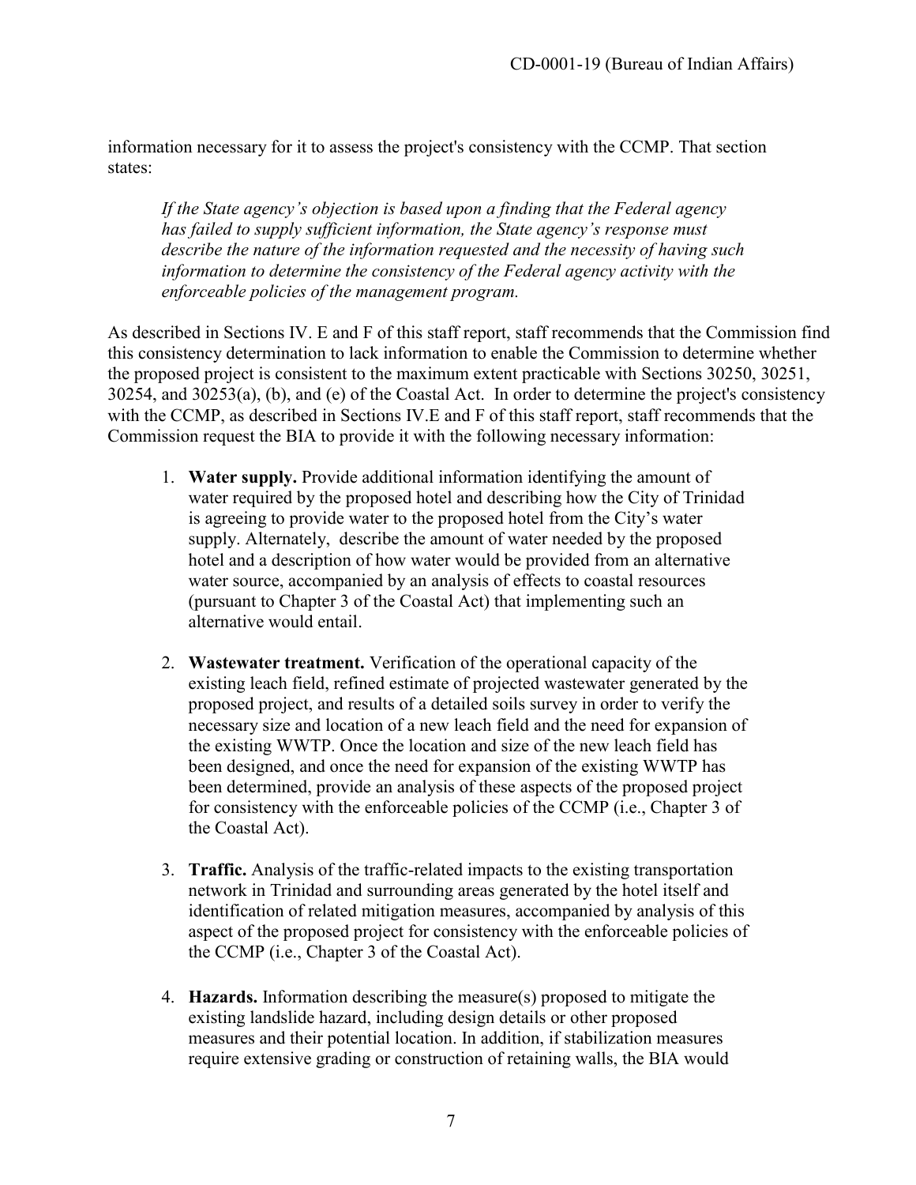information necessary for it to assess the project's consistency with the CCMP. That section states:

> *If the State agency's objection is based upon a finding that the Federal agency has failed to supply sufficient information, the State agency's response must describe the nature of the information requested and the necessity of having such information to determine the consistency of the Federal agency activity with the enforceable policies of the management program.*

As described in Sections IV. E and F of this staff report, staff recommends that the Commission find this consistency determination to lack information to enable the Commission to determine whether the proposed project is consistent to the maximum extent practicable with Sections 30250, 30251, 30254, and 30253(a), (b), and (e) of the Coastal Act. In order to determine the project's consistency with the CCMP, as described in Sections IV.E and F of this staff report, staff recommends that the Commission request the BIA to provide it with the following necessary information:

1. **Water supply.** Provide additional information identifying the amount of water required by the proposed hotel and describing how the City of Trinidad is agreeing to provide water to the proposed hotel from the City's water supply. Alternately, describe the amount of water needed by the proposed hotel and a description of how water would be provided from an alternative water source, accompanied by an analysis of effects to coastal resources (pursuant to Chapter 3 of the Coastal Act) that implementing such an alternative would entail.

2. **Wastewater treatment.** Verification of the operational capacity of the existing leach field, refined estimate of projected wastewater generated by the proposed project, and results of a detailed soils survey in order to verify the necessary size and location of a new leach field and the need for expansion of the existing WWTP. Once the location and size of the new leach field has been designed, and once the need for expansion of the existing WWTP has been determined, provide an analysis of these aspects of the proposed project for consistency with the enforceable policies of the CCMP (i.e., Chapter 3 of the Coastal Act).

3. **Traffic.** Analysis of the traffic-related impacts to the existing transportation network in Trinidad and surrounding areas generated by the hotel itself and identification of related mitigation measures, accompanied by analysis of this aspect of the proposed project for consistency with the enforceable policies of the CCMP (i.e., Chapter 3 of the Coastal Act).

4. **Hazards.** Information describing the measure(s) proposed to mitigate the existing landslide hazard, including design details or other proposed measures and their potential location. In addition, if stabilization measures require extensive grading or construction of retaining walls, the BIA would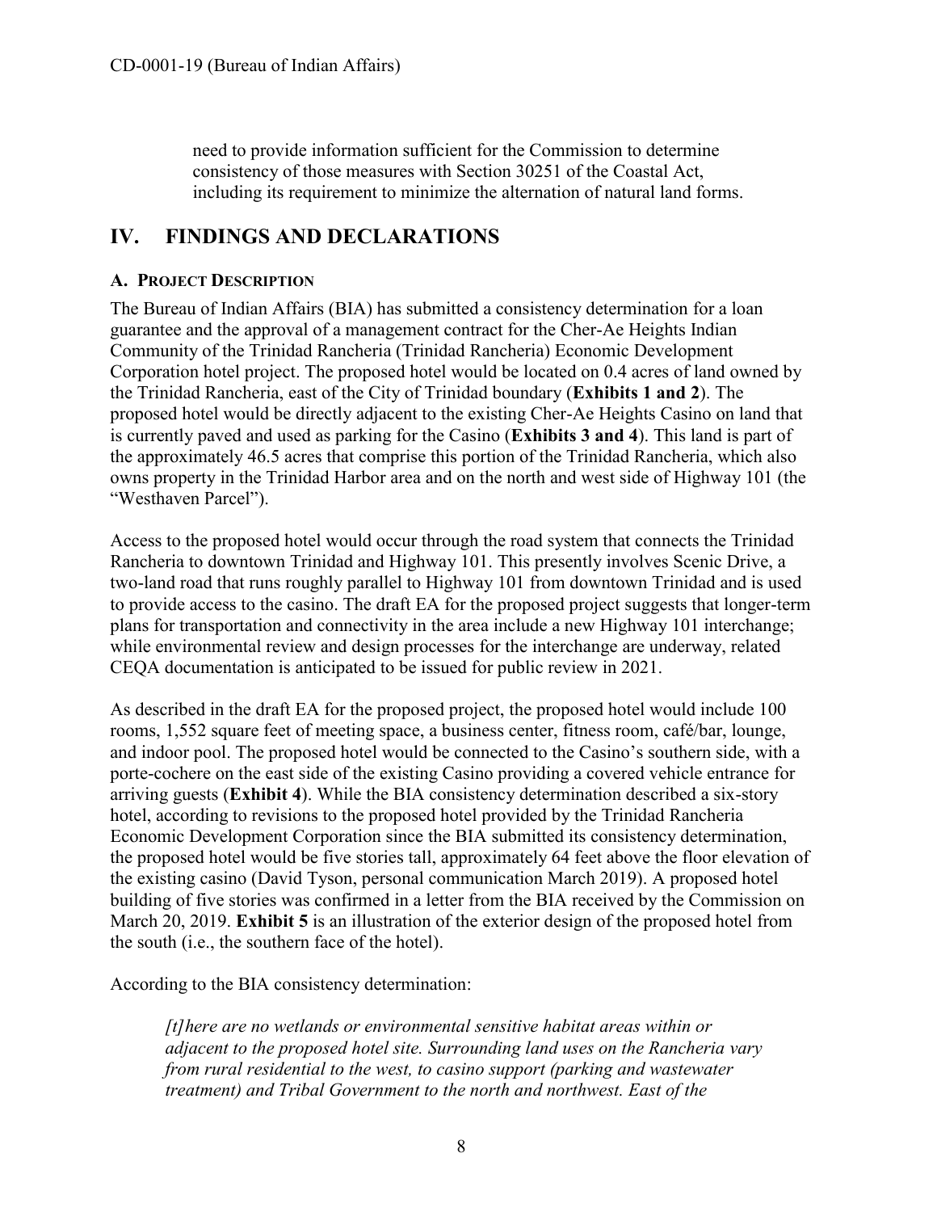need to provide information sufficient for the Commission to determine consistency of those measures with Section 30251 of the Coastal Act, including its requirement to minimize the alternation of natural land forms.

## IV. FINDINGS AND DECLARATIONS

### A. PROJECT DESCRIPTION

The Bureau of Indian Affairs (BIA) has submitted a consistency determination for a loan guarantee and the approval of a management contract for the Cher-Ae Heights Indian Community of the Trinidad Rancheria (Trinidad Rancheria) Economic Development Corporation hotel project. The proposed hotel would be located on 0.4 acres of land owned by the Trinidad Rancheria, east of the City of Trinidad boundary (**Exhibits 1 and 2**). The proposed hotel would be directly adjacent to the existing Cher-Ae Heights Casino on land that is currently paved and used as parking for the Casino (**Exhibits 3 and 4**). This land is part of the approximately 46.5 acres that comprise this portion of the Trinidad Rancheria, which also owns property in the Trinidad Harbor area and on the north and west side of Highway 101 (the "Westhaven Parcel").

Access to the proposed hotel would occur through the road system that connects the Trinidad Rancheria to downtown Trinidad and Highway 101. This presently involves Scenic Drive, a two-land road that runs roughly parallel to Highway 101 from downtown Trinidad and is used to provide access to the casino. The draft EA for the proposed project suggests that longer-term plans for transportation and connectivity in the area include a new Highway 101 interchange; while environmental review and design processes for the interchange are underway, related CEQA documentation is anticipated to be issued for public review in 2021.

As described in the draft EA for the proposed project, the proposed hotel would include 100 rooms, 1,552 square feet of meeting space, a business center, fitness room, café/bar, lounge, and indoor pool. The proposed hotel would be connected to the Casino's southern side, with a porte-cochere on the east side of the existing Casino providing a covered vehicle entrance for arriving guests (**Exhibit 4**). While the BIA consistency determination described a six-story hotel, according to revisions to the proposed hotel provided by the Trinidad Rancheria Economic Development Corporation since the BIA submitted its consistency determination, the proposed hotel would be five stories tall, approximately 64 feet above the floor elevation of the existing casino (David Tyson, personal communication March 2019). A proposed hotel building of five stories was confirmed in a letter from the BIA received by the Commission on March 20, 2019. **Exhibit 5** is an illustration of the exterior design of the proposed hotel from the south (i.e., the southern face of the hotel).

According to the BIA consistency determination:

> *[t]here are no wetlands or environmental sensitive habitat areas within or adjacent to the proposed hotel site. Surrounding land uses on the Rancheria vary from rural residential to the west, to casino support (parking and wastewater treatment) and Tribal Government to the north and northwest. East of the*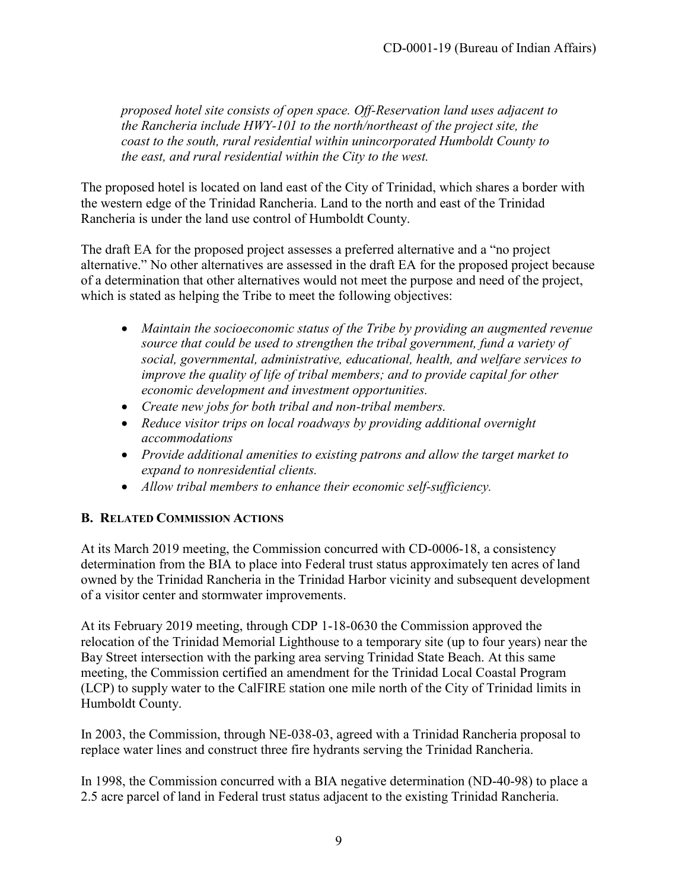*proposed hotel site consists of open space. Off-Reservation land uses adjacent to the Rancheria include HWY-101 to the north/northeast of the project site, the coast to the south, rural residential within unincorporated Humboldt County to the east, and rural residential within the City to the west.*

The proposed hotel is located on land east of the City of Trinidad, which shares a border with the western edge of the Trinidad Rancheria. Land to the north and east of the Trinidad Rancheria is under the land use control of Humboldt County.

The draft EA for the proposed project assesses a preferred alternative and a "no project alternative." No other alternatives are assessed in the draft EA for the proposed project because of a determination that other alternatives would not meet the purpose and need of the project, which is stated as helping the Tribe to meet the following objectives:

- *Maintain the socioeconomic status of the Tribe by providing an augmented revenue source that could be used to strengthen the tribal government, fund a variety of social, governmental, administrative, educational, health, and welfare services to improve the quality of life of tribal members; and to provide capital for other economic development and investment opportunities.*
- *Create new jobs for both tribal and non-tribal members.*
- *Reduce visitor trips on local roadways by providing additional overnight accommodations*
- *Provide additional amenities to existing patrons and allow the target market to expand to nonresidential clients.*
- *Allow tribal members to enhance their economic self-sufficiency.*

### B. Related Commission Actions

At its March 2019 meeting, the Commission concurred with CD-0006-18, a consistency determination from the BIA to place into Federal trust status approximately ten acres of land owned by the Trinidad Rancheria in the Trinidad Harbor vicinity and subsequent development of a visitor center and stormwater improvements.

At its February 2019 meeting, through CDP 1-18-0630 the Commission approved the relocation of the Trinidad Memorial Lighthouse to a temporary site (up to four years) near the Bay Street intersection with the parking area serving Trinidad State Beach. At this same meeting, the Commission certified an amendment for the Trinidad Local Coastal Program (LCP) to supply water to the CalFIRE station one mile north of the City of Trinidad limits in Humboldt County.

In 2003, the Commission, through NE-038-03, agreed with a Trinidad Rancheria proposal to replace water lines and construct three fire hydrants serving the Trinidad Rancheria.

In 1998, the Commission concurred with a BIA negative determination (ND-40-98) to place a 2.5 acre parcel of land in Federal trust status adjacent to the existing Trinidad Rancheria.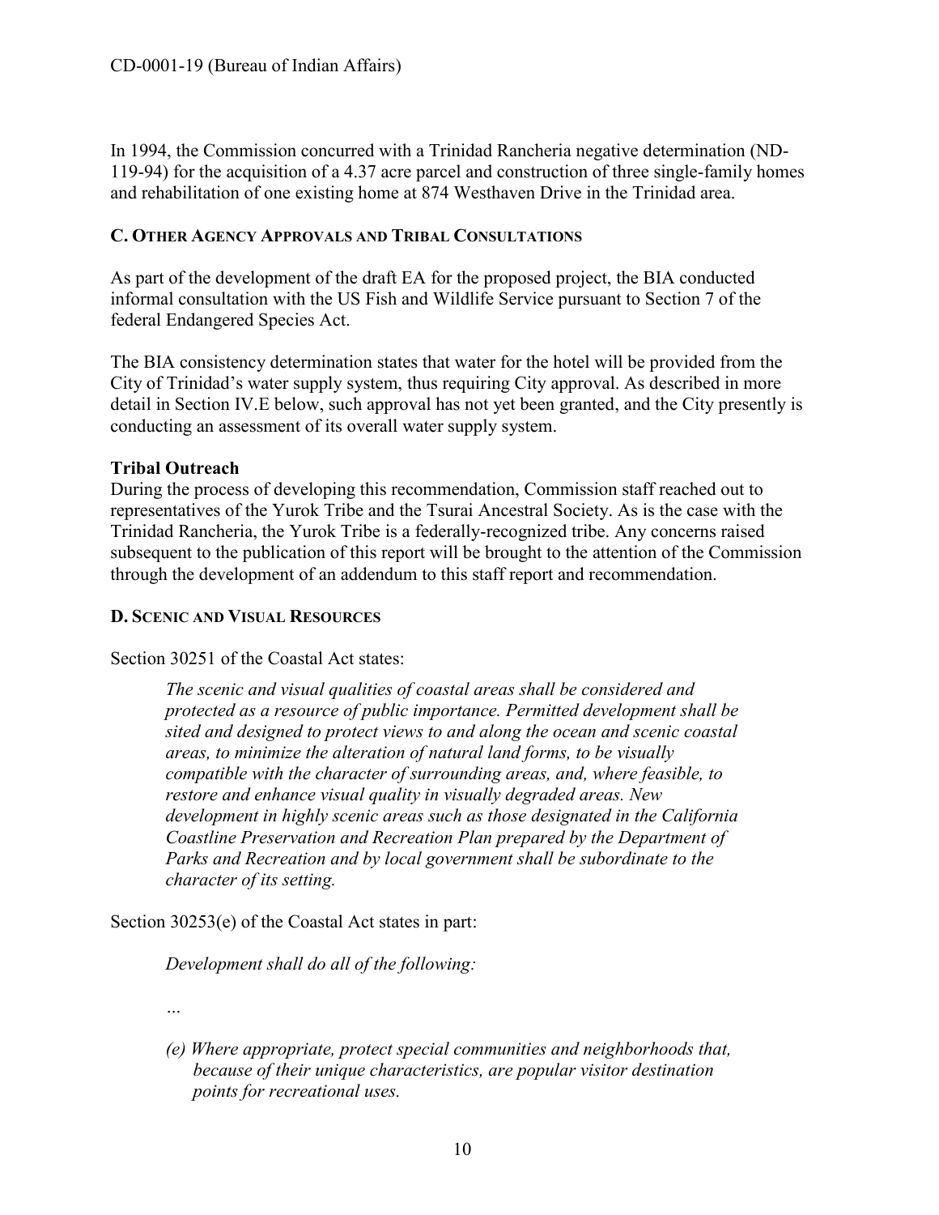In 1994, the Commission concurred with a Trinidad Rancheria negative determination (ND-119-94) for the acquisition of a 4.37 acre parcel and construction of three single-family homes and rehabilitation of one existing home at 874 Westhaven Drive in the Trinidad area.

### C. OTHER AGENCY APPROVALS AND TRIBAL CONSULTATIONS

As part of the development of the draft EA for the proposed project, the BIA conducted informal consultation with the US Fish and Wildlife Service pursuant to Section 7 of the federal Endangered Species Act.

The BIA consistency determination states that water for the hotel will be provided from the City of Trinidad's water supply system, thus requiring City approval. As described in more detail in Section IV.E below, such approval has not yet been granted, and the City presently is conducting an assessment of its overall water supply system.

**Tribal Outreach**

During the process of developing this recommendation, Commission staff reached out to representatives of the Yurok Tribe and the Tsurai Ancestral Society. As is the case with the Trinidad Rancheria, the Yurok Tribe is a federally-recognized tribe. Any concerns raised subsequent to the publication of this report will be brought to the attention of the Commission through the development of an addendum to this staff report and recommendation.

### D. SCENIC AND VISUAL RESOURCES

Section 30251 of the Coastal Act states:

> *The scenic and visual qualities of coastal areas shall be considered and protected as a resource of public importance. Permitted development shall be sited and designed to protect views to and along the ocean and scenic coastal areas, to minimize the alteration of natural land forms, to be visually compatible with the character of surrounding areas, and, where feasible, to restore and enhance visual quality in visually degraded areas. New development in highly scenic areas such as those designated in the California Coastline Preservation and Recreation Plan prepared by the Department of Parks and Recreation and by local government shall be subordinate to the character of its setting.*

Section 30253(e) of the Coastal Act states in part:

> *Development shall do all of the following:*
>
> *…*
>
> *(e) Where appropriate, protect special communities and neighborhoods that, because of their unique characteristics, are popular visitor destination points for recreational uses.*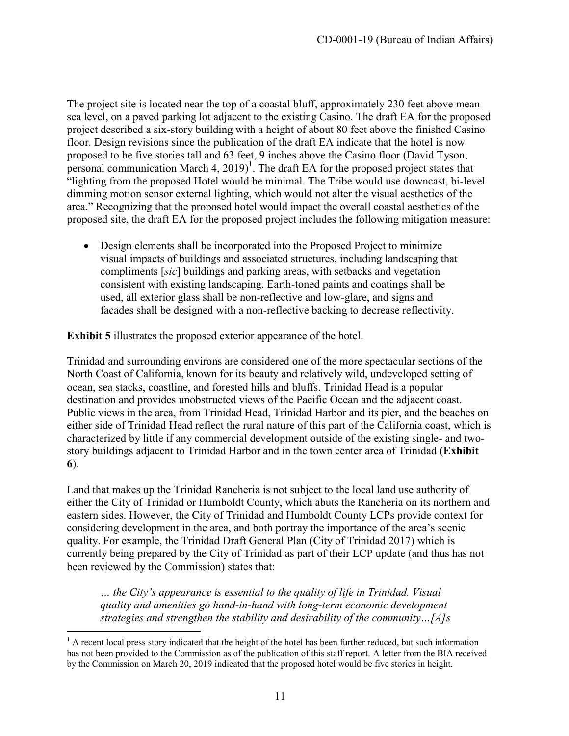The project site is located near the top of a coastal bluff, approximately 230 feet above mean sea level, on a paved parking lot adjacent to the existing Casino. The draft EA for the proposed project described a six-story building with a height of about 80 feet above the finished Casino floor. Design revisions since the publication of the draft EA indicate that the hotel is now proposed to be five stories tall and 63 feet, 9 inches above the Casino floor (David Tyson, personal communication March 4, 2019)[1]. The draft EA for the proposed project states that "lighting from the proposed Hotel would be minimal. The Tribe would use downcast, bi-level dimming motion sensor external lighting, which would not alter the visual aesthetics of the area." Recognizing that the proposed hotel would impact the overall coastal aesthetics of the proposed site, the draft EA for the proposed project includes the following mitigation measure:

- Design elements shall be incorporated into the Proposed Project to minimize visual impacts of buildings and associated structures, including landscaping that compliments [*sic*] buildings and parking areas, with setbacks and vegetation consistent with existing landscaping. Earth-toned paints and coatings shall be used, all exterior glass shall be non-reflective and low-glare, and signs and facades shall be designed with a non-reflective backing to decrease reflectivity.

**Exhibit 5** illustrates the proposed exterior appearance of the hotel.

Trinidad and surrounding environs are considered one of the more spectacular sections of the North Coast of California, known for its beauty and relatively wild, undeveloped setting of ocean, sea stacks, coastline, and forested hills and bluffs. Trinidad Head is a popular destination and provides unobstructed views of the Pacific Ocean and the adjacent coast. Public views in the area, from Trinidad Head, Trinidad Harbor and its pier, and the beaches on either side of Trinidad Head reflect the rural nature of this part of the California coast, which is characterized by little if any commercial development outside of the existing single- and two-story buildings adjacent to Trinidad Harbor and in the town center area of Trinidad (**Exhibit 6**).

Land that makes up the Trinidad Rancheria is not subject to the local land use authority of either the City of Trinidad or Humboldt County, which abuts the Rancheria on its northern and eastern sides. However, the City of Trinidad and Humboldt County LCPs provide context for considering development in the area, and both portray the importance of the area's scenic quality. For example, the Trinidad Draft General Plan (City of Trinidad 2017) which is currently being prepared by the City of Trinidad as part of their LCP update (and thus has not been reviewed by the Commission) states that:

> *… the City's appearance is essential to the quality of life in Trinidad. Visual quality and amenities go hand-in-hand with long-term economic development strategies and strengthen the stability and desirability of the community…[A]s*

[1] A recent local press story indicated that the height of the hotel has been further reduced, but such information has not been provided to the Commission as of the publication of this staff report. A letter from the BIA received by the Commission on March 20, 2019 indicated that the proposed hotel would be five stories in height.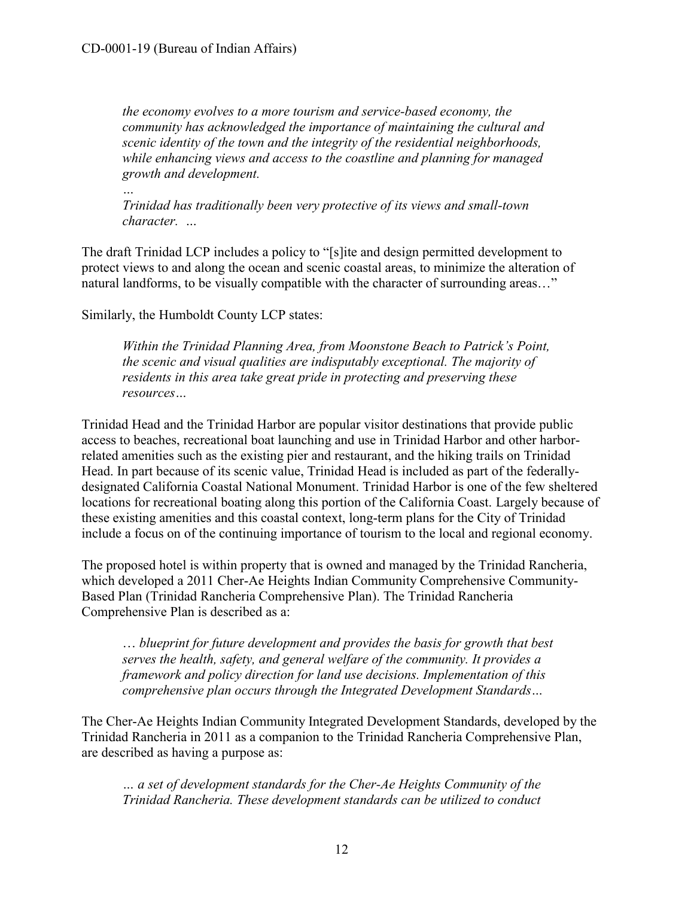> *the economy evolves to a more tourism and service-based economy, the community has acknowledged the importance of maintaining the cultural and scenic identity of the town and the integrity of the residential neighborhoods, while enhancing views and access to the coastline and planning for managed growth and development.*
>
> *…*
>
> *Trinidad has traditionally been very protective of its views and small-town character. …*

The draft Trinidad LCP includes a policy to "[s]ite and design permitted development to protect views to and along the ocean and scenic coastal areas, to minimize the alteration of natural landforms, to be visually compatible with the character of surrounding areas…"

Similarly, the Humboldt County LCP states:

> *Within the Trinidad Planning Area, from Moonstone Beach to Patrick's Point, the scenic and visual qualities are indisputably exceptional. The majority of residents in this area take great pride in protecting and preserving these resources…*

Trinidad Head and the Trinidad Harbor are popular visitor destinations that provide public access to beaches, recreational boat launching and use in Trinidad Harbor and other harbor-related amenities such as the existing pier and restaurant, and the hiking trails on Trinidad Head. In part because of its scenic value, Trinidad Head is included as part of the federally-designated California Coastal National Monument. Trinidad Harbor is one of the few sheltered locations for recreational boating along this portion of the California Coast. Largely because of these existing amenities and this coastal context, long-term plans for the City of Trinidad include a focus on of the continuing importance of tourism to the local and regional economy.

The proposed hotel is within property that is owned and managed by the Trinidad Rancheria, which developed a 2011 Cher-Ae Heights Indian Community Comprehensive Community-Based Plan (Trinidad Rancheria Comprehensive Plan). The Trinidad Rancheria Comprehensive Plan is described as a:

> *… blueprint for future development and provides the basis for growth that best serves the health, safety, and general welfare of the community. It provides a framework and policy direction for land use decisions. Implementation of this comprehensive plan occurs through the Integrated Development Standards…*

The Cher-Ae Heights Indian Community Integrated Development Standards, developed by the Trinidad Rancheria in 2011 as a companion to the Trinidad Rancheria Comprehensive Plan, are described as having a purpose as:

> *… a set of development standards for the Cher-Ae Heights Community of the Trinidad Rancheria. These development standards can be utilized to conduct*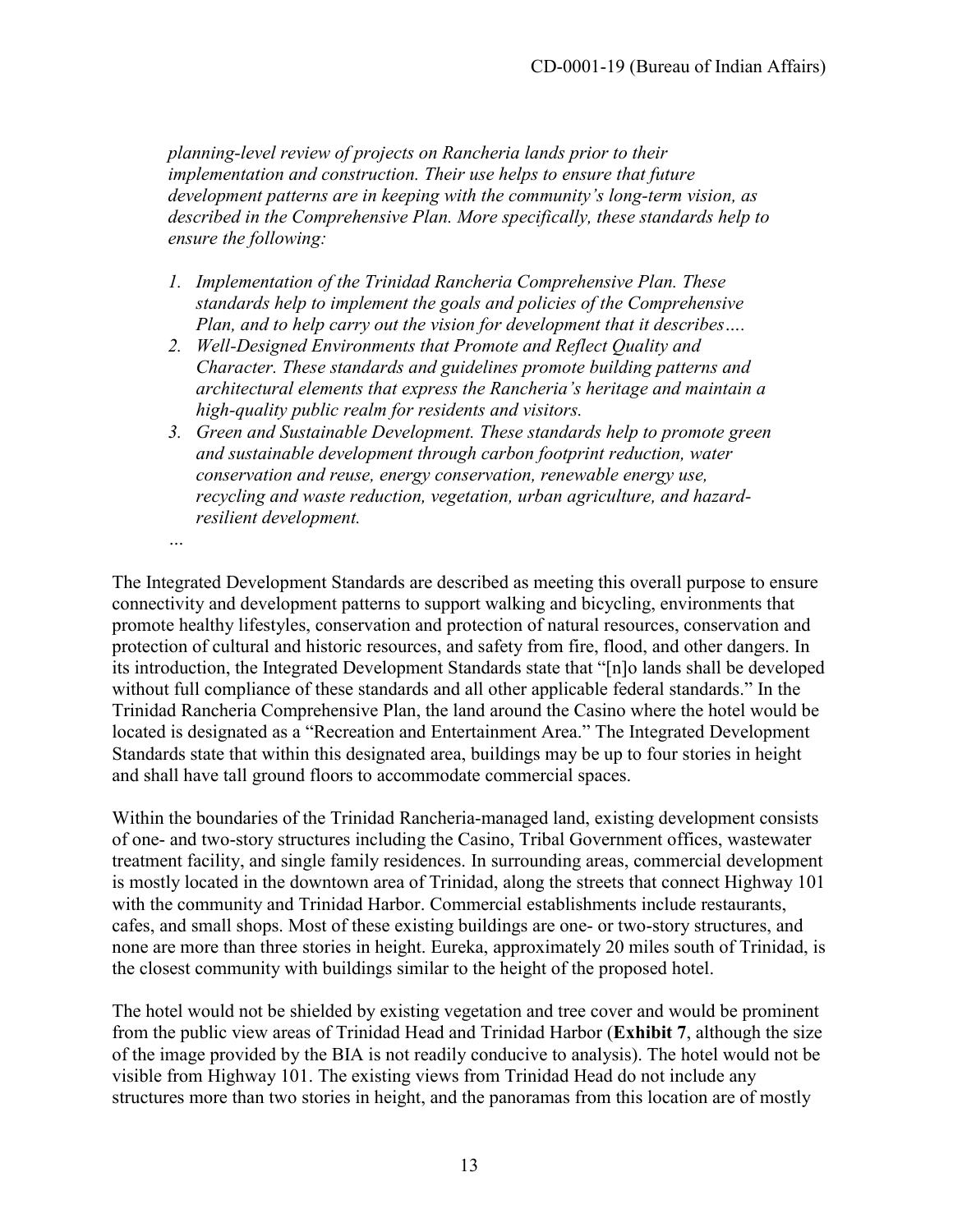*planning-level review of projects on Rancheria lands prior to their implementation and construction. Their use helps to ensure that future development patterns are in keeping with the community's long-term vision, as described in the Comprehensive Plan. More specifically, these standards help to ensure the following:*

1. *Implementation of the Trinidad Rancheria Comprehensive Plan. These standards help to implement the goals and policies of the Comprehensive Plan, and to help carry out the vision for development that it describes….*
2. *Well-Designed Environments that Promote and Reflect Quality and Character. These standards and guidelines promote building patterns and architectural elements that express the Rancheria's heritage and maintain a high-quality public realm for residents and visitors.*
3. *Green and Sustainable Development. These standards help to promote green and sustainable development through carbon footprint reduction, water conservation and reuse, energy conservation, renewable energy use, recycling and waste reduction, vegetation, urban agriculture, and hazard-resilient development.*

*…*

The Integrated Development Standards are described as meeting this overall purpose to ensure connectivity and development patterns to support walking and bicycling, environments that promote healthy lifestyles, conservation and protection of natural resources, conservation and protection of cultural and historic resources, and safety from fire, flood, and other dangers. In its introduction, the Integrated Development Standards state that "[n]o lands shall be developed without full compliance of these standards and all other applicable federal standards." In the Trinidad Rancheria Comprehensive Plan, the land around the Casino where the hotel would be located is designated as a "Recreation and Entertainment Area." The Integrated Development Standards state that within this designated area, buildings may be up to four stories in height and shall have tall ground floors to accommodate commercial spaces.

Within the boundaries of the Trinidad Rancheria-managed land, existing development consists of one- and two-story structures including the Casino, Tribal Government offices, wastewater treatment facility, and single family residences. In surrounding areas, commercial development is mostly located in the downtown area of Trinidad, along the streets that connect Highway 101 with the community and Trinidad Harbor. Commercial establishments include restaurants, cafes, and small shops. Most of these existing buildings are one- or two-story structures, and none are more than three stories in height. Eureka, approximately 20 miles south of Trinidad, is the closest community with buildings similar to the height of the proposed hotel.

The hotel would not be shielded by existing vegetation and tree cover and would be prominent from the public view areas of Trinidad Head and Trinidad Harbor (**Exhibit 7**, although the size of the image provided by the BIA is not readily conducive to analysis). The hotel would not be visible from Highway 101. The existing views from Trinidad Head do not include any structures more than two stories in height, and the panoramas from this location are of mostly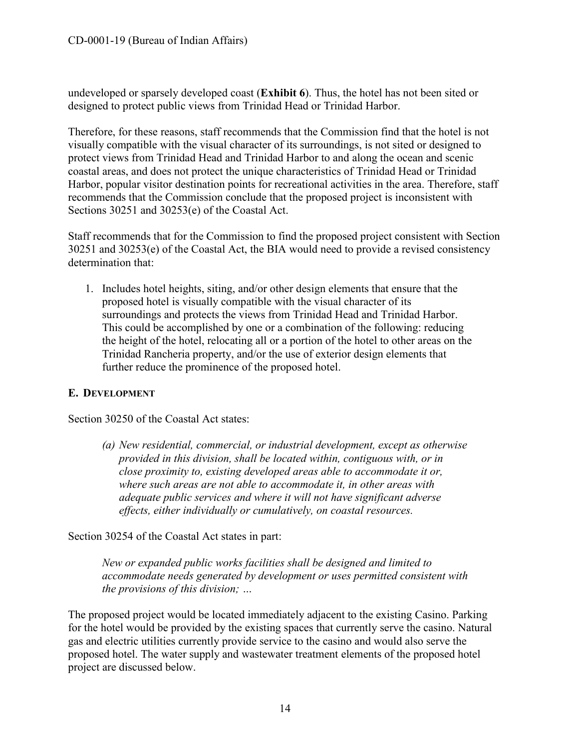undeveloped or sparsely developed coast (**Exhibit 6**). Thus, the hotel has not been sited or designed to protect public views from Trinidad Head or Trinidad Harbor.

Therefore, for these reasons, staff recommends that the Commission find that the hotel is not visually compatible with the visual character of its surroundings, is not sited or designed to protect views from Trinidad Head and Trinidad Harbor to and along the ocean and scenic coastal areas, and does not protect the unique characteristics of Trinidad Head or Trinidad Harbor, popular visitor destination points for recreational activities in the area. Therefore, staff recommends that the Commission conclude that the proposed project is inconsistent with Sections 30251 and 30253(e) of the Coastal Act.

Staff recommends that for the Commission to find the proposed project consistent with Section 30251 and 30253(e) of the Coastal Act, the BIA would need to provide a revised consistency determination that:

1. Includes hotel heights, siting, and/or other design elements that ensure that the proposed hotel is visually compatible with the visual character of its surroundings and protects the views from Trinidad Head and Trinidad Harbor. This could be accomplished by one or a combination of the following: reducing the height of the hotel, relocating all or a portion of the hotel to other areas on the Trinidad Rancheria property, and/or the use of exterior design elements that further reduce the prominence of the proposed hotel.

### E. Development

Section 30250 of the Coastal Act states:

> *(a) New residential, commercial, or industrial development, except as otherwise provided in this division, shall be located within, contiguous with, or in close proximity to, existing developed areas able to accommodate it or, where such areas are not able to accommodate it, in other areas with adequate public services and where it will not have significant adverse effects, either individually or cumulatively, on coastal resources.*

Section 30254 of the Coastal Act states in part:

> *New or expanded public works facilities shall be designed and limited to accommodate needs generated by development or uses permitted consistent with the provisions of this division; …*

The proposed project would be located immediately adjacent to the existing Casino. Parking for the hotel would be provided by the existing spaces that currently serve the casino. Natural gas and electric utilities currently provide service to the casino and would also serve the proposed hotel. The water supply and wastewater treatment elements of the proposed hotel project are discussed below.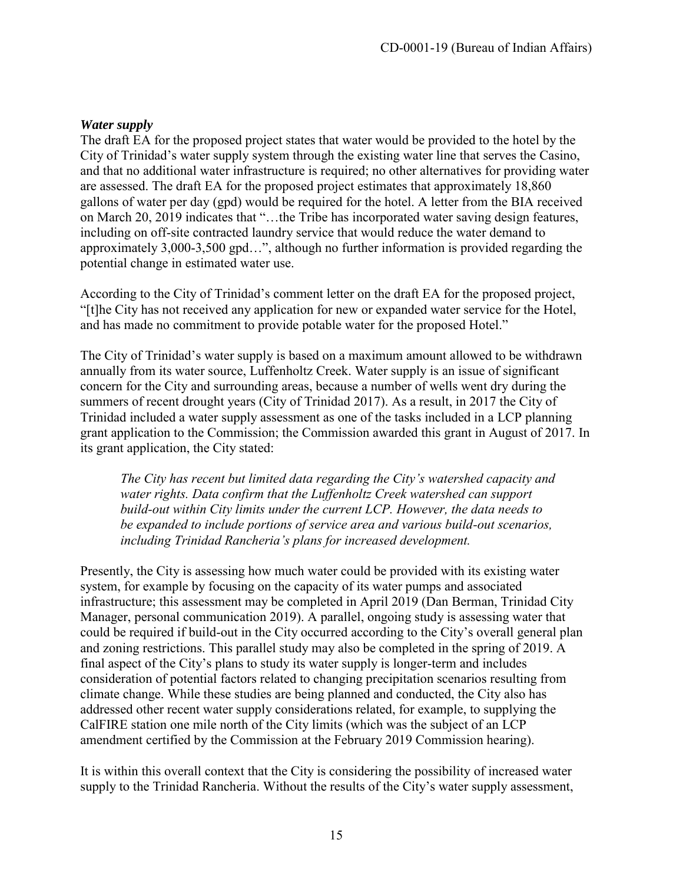### *Water supply*

The draft EA for the proposed project states that water would be provided to the hotel by the City of Trinidad's water supply system through the existing water line that serves the Casino, and that no additional water infrastructure is required; no other alternatives for providing water are assessed. The draft EA for the proposed project estimates that approximately 18,860 gallons of water per day (gpd) would be required for the hotel. A letter from the BIA received on March 20, 2019 indicates that "…the Tribe has incorporated water saving design features, including on off-site contracted laundry service that would reduce the water demand to approximately 3,000-3,500 gpd…", although no further information is provided regarding the potential change in estimated water use.

According to the City of Trinidad's comment letter on the draft EA for the proposed project, "[t]he City has not received any application for new or expanded water service for the Hotel, and has made no commitment to provide potable water for the proposed Hotel."

The City of Trinidad's water supply is based on a maximum amount allowed to be withdrawn annually from its water source, Luffenholtz Creek. Water supply is an issue of significant concern for the City and surrounding areas, because a number of wells went dry during the summers of recent drought years (City of Trinidad 2017). As a result, in 2017 the City of Trinidad included a water supply assessment as one of the tasks included in a LCP planning grant application to the Commission; the Commission awarded this grant in August of 2017. In its grant application, the City stated:

> *The City has recent but limited data regarding the City's watershed capacity and water rights. Data confirm that the Luffenholtz Creek watershed can support build-out within City limits under the current LCP. However, the data needs to be expanded to include portions of service area and various build-out scenarios, including Trinidad Rancheria's plans for increased development.*

Presently, the City is assessing how much water could be provided with its existing water system, for example by focusing on the capacity of its water pumps and associated infrastructure; this assessment may be completed in April 2019 (Dan Berman, Trinidad City Manager, personal communication 2019). A parallel, ongoing study is assessing water that could be required if build-out in the City occurred according to the City's overall general plan and zoning restrictions. This parallel study may also be completed in the spring of 2019. A final aspect of the City's plans to study its water supply is longer-term and includes consideration of potential factors related to changing precipitation scenarios resulting from climate change. While these studies are being planned and conducted, the City also has addressed other recent water supply considerations related, for example, to supplying the CalFIRE station one mile north of the City limits (which was the subject of an LCP amendment certified by the Commission at the February 2019 Commission hearing).

It is within this overall context that the City is considering the possibility of increased water supply to the Trinidad Rancheria. Without the results of the City's water supply assessment,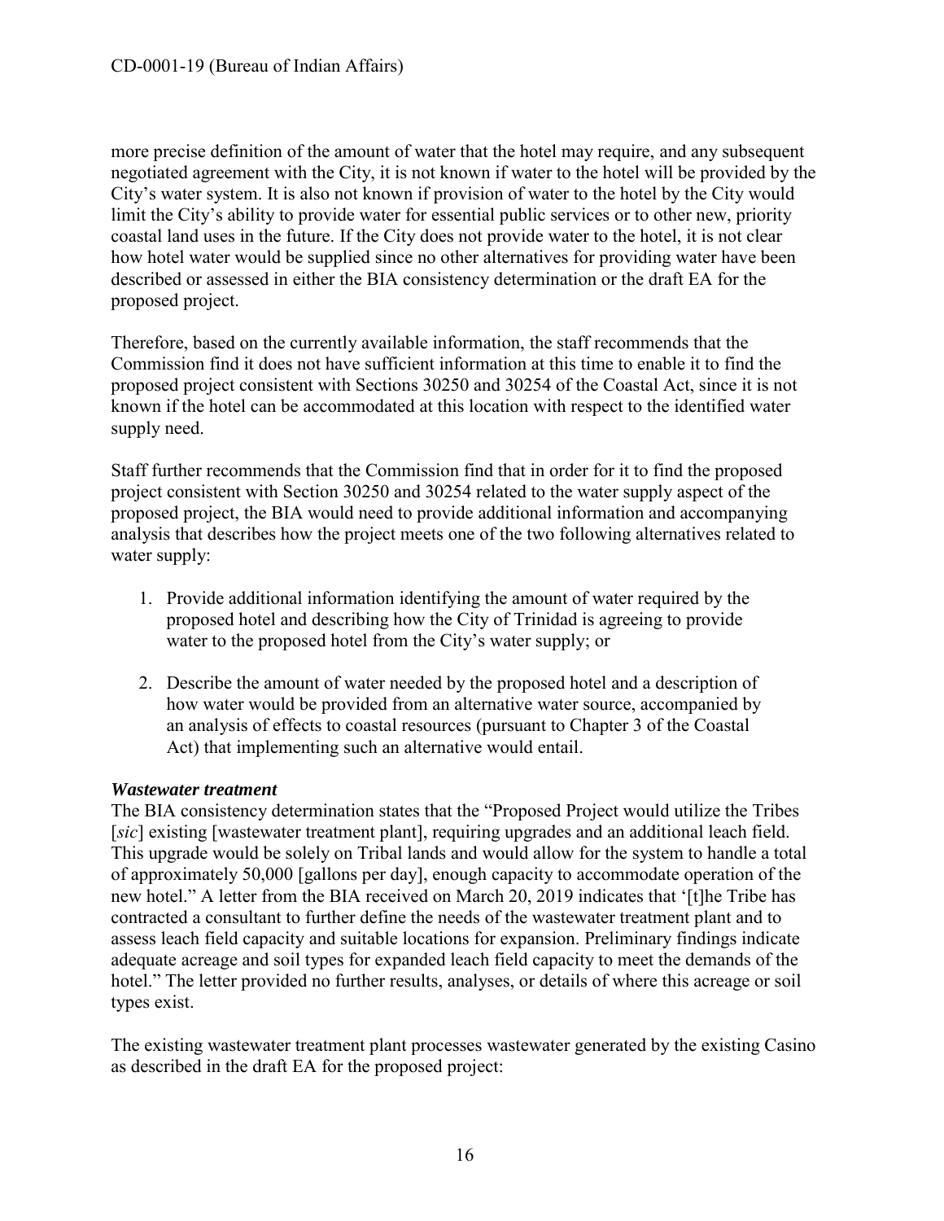more precise definition of the amount of water that the hotel may require, and any subsequent negotiated agreement with the City, it is not known if water to the hotel will be provided by the City's water system. It is also not known if provision of water to the hotel by the City would limit the City's ability to provide water for essential public services or to other new, priority coastal land uses in the future. If the City does not provide water to the hotel, it is not clear how hotel water would be supplied since no other alternatives for providing water have been described or assessed in either the BIA consistency determination or the draft EA for the proposed project.

Therefore, based on the currently available information, the staff recommends that the Commission find it does not have sufficient information at this time to enable it to find the proposed project consistent with Sections 30250 and 30254 of the Coastal Act, since it is not known if the hotel can be accommodated at this location with respect to the identified water supply need.

Staff further recommends that the Commission find that in order for it to find the proposed project consistent with Section 30250 and 30254 related to the water supply aspect of the proposed project, the BIA would need to provide additional information and accompanying analysis that describes how the project meets one of the two following alternatives related to water supply:

1. Provide additional information identifying the amount of water required by the proposed hotel and describing how the City of Trinidad is agreeing to provide water to the proposed hotel from the City's water supply; or
2. Describe the amount of water needed by the proposed hotel and a description of how water would be provided from an alternative water source, accompanied by an analysis of effects to coastal resources (pursuant to Chapter 3 of the Coastal Act) that implementing such an alternative would entail.

***Wastewater treatment***

The BIA consistency determination states that the "Proposed Project would utilize the Tribes [*sic*] existing [wastewater treatment plant], requiring upgrades and an additional leach field. This upgrade would be solely on Tribal lands and would allow for the system to handle a total of approximately 50,000 [gallons per day], enough capacity to accommodate operation of the new hotel." A letter from the BIA received on March 20, 2019 indicates that '[t]he Tribe has contracted a consultant to further define the needs of the wastewater treatment plant and to assess leach field capacity and suitable locations for expansion. Preliminary findings indicate adequate acreage and soil types for expanded leach field capacity to meet the demands of the hotel." The letter provided no further results, analyses, or details of where this acreage or soil types exist.

The existing wastewater treatment plant processes wastewater generated by the existing Casino as described in the draft EA for the proposed project: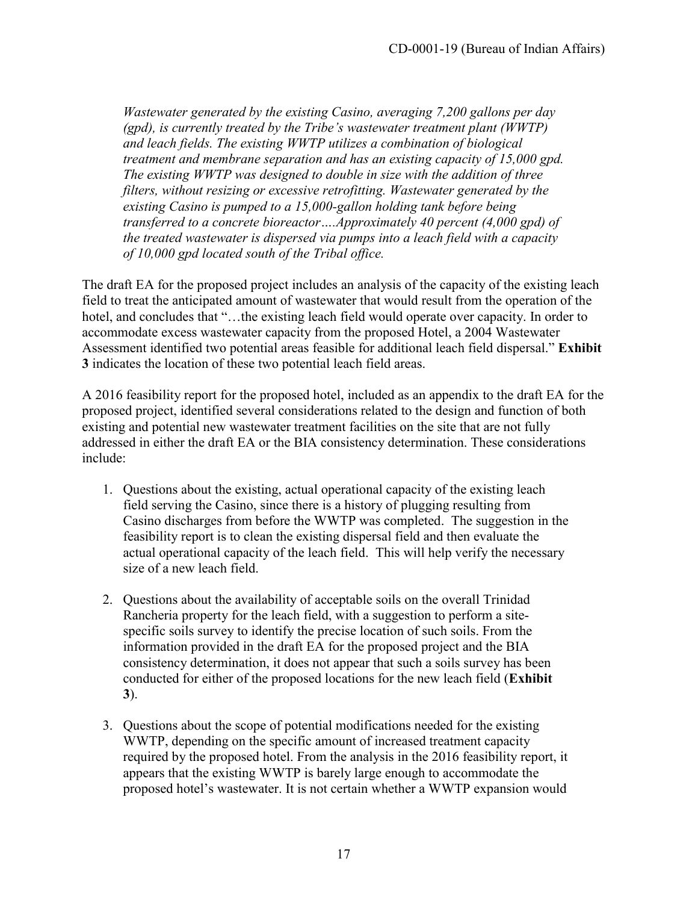*Wastewater generated by the existing Casino, averaging 7,200 gallons per day (gpd), is currently treated by the Tribe's wastewater treatment plant (WWTP) and leach fields. The existing WWTP utilizes a combination of biological treatment and membrane separation and has an existing capacity of 15,000 gpd. The existing WWTP was designed to double in size with the addition of three filters, without resizing or excessive retrofitting. Wastewater generated by the existing Casino is pumped to a 15,000-gallon holding tank before being transferred to a concrete bioreactor….Approximately 40 percent (4,000 gpd) of the treated wastewater is dispersed via pumps into a leach field with a capacity of 10,000 gpd located south of the Tribal office.*

The draft EA for the proposed project includes an analysis of the capacity of the existing leach field to treat the anticipated amount of wastewater that would result from the operation of the hotel, and concludes that "…the existing leach field would operate over capacity. In order to accommodate excess wastewater capacity from the proposed Hotel, a 2004 Wastewater Assessment identified two potential areas feasible for additional leach field dispersal." **Exhibit 3** indicates the location of these two potential leach field areas.

A 2016 feasibility report for the proposed hotel, included as an appendix to the draft EA for the proposed project, identified several considerations related to the design and function of both existing and potential new wastewater treatment facilities on the site that are not fully addressed in either the draft EA or the BIA consistency determination. These considerations include:

1. Questions about the existing, actual operational capacity of the existing leach field serving the Casino, since there is a history of plugging resulting from Casino discharges from before the WWTP was completed. The suggestion in the feasibility report is to clean the existing dispersal field and then evaluate the actual operational capacity of the leach field. This will help verify the necessary size of a new leach field.

2. Questions about the availability of acceptable soils on the overall Trinidad Rancheria property for the leach field, with a suggestion to perform a site-specific soils survey to identify the precise location of such soils. From the information provided in the draft EA for the proposed project and the BIA consistency determination, it does not appear that such a soils survey has been conducted for either of the proposed locations for the new leach field (**Exhibit 3**).

3. Questions about the scope of potential modifications needed for the existing WWTP, depending on the specific amount of increased treatment capacity required by the proposed hotel. From the analysis in the 2016 feasibility report, it appears that the existing WWTP is barely large enough to accommodate the proposed hotel's wastewater. It is not certain whether a WWTP expansion would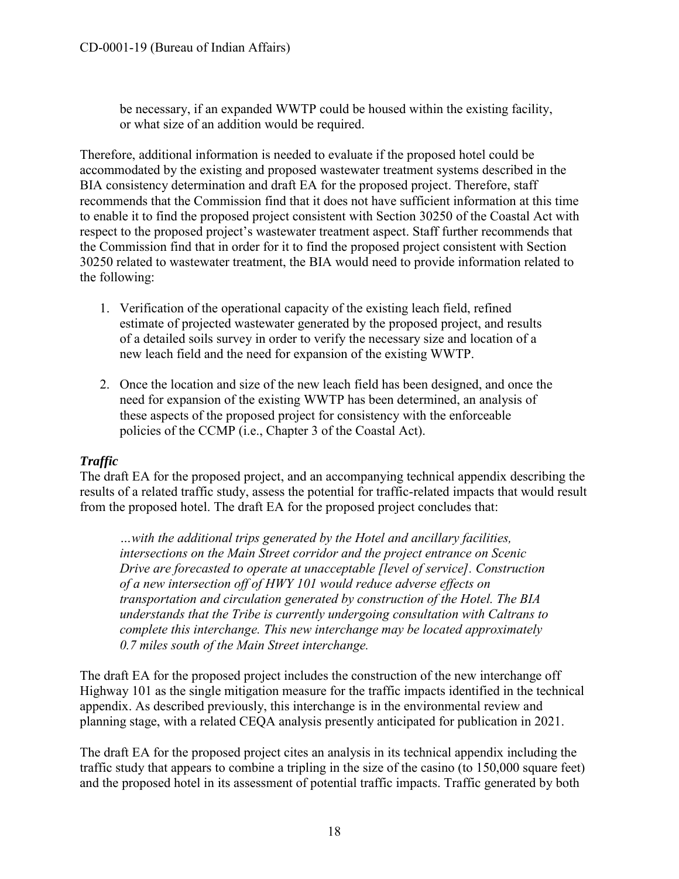be necessary, if an expanded WWTP could be housed within the existing facility, or what size of an addition would be required.

Therefore, additional information is needed to evaluate if the proposed hotel could be accommodated by the existing and proposed wastewater treatment systems described in the BIA consistency determination and draft EA for the proposed project. Therefore, staff recommends that the Commission find that it does not have sufficient information at this time to enable it to find the proposed project consistent with Section 30250 of the Coastal Act with respect to the proposed project's wastewater treatment aspect. Staff further recommends that the Commission find that in order for it to find the proposed project consistent with Section 30250 related to wastewater treatment, the BIA would need to provide information related to the following:

1. Verification of the operational capacity of the existing leach field, refined estimate of projected wastewater generated by the proposed project, and results of a detailed soils survey in order to verify the necessary size and location of a new leach field and the need for expansion of the existing WWTP.

2. Once the location and size of the new leach field has been designed, and once the need for expansion of the existing WWTP has been determined, an analysis of these aspects of the proposed project for consistency with the enforceable policies of the CCMP (i.e., Chapter 3 of the Coastal Act).

### *Traffic*

The draft EA for the proposed project, and an accompanying technical appendix describing the results of a related traffic study, assess the potential for traffic-related impacts that would result from the proposed hotel. The draft EA for the proposed project concludes that:

> *…with the additional trips generated by the Hotel and ancillary facilities, intersections on the Main Street corridor and the project entrance on Scenic Drive are forecasted to operate at unacceptable [level of service]. Construction of a new intersection off of HWY 101 would reduce adverse effects on transportation and circulation generated by construction of the Hotel. The BIA understands that the Tribe is currently undergoing consultation with Caltrans to complete this interchange. This new interchange may be located approximately 0.7 miles south of the Main Street interchange.*

The draft EA for the proposed project includes the construction of the new interchange off Highway 101 as the single mitigation measure for the traffic impacts identified in the technical appendix. As described previously, this interchange is in the environmental review and planning stage, with a related CEQA analysis presently anticipated for publication in 2021.

The draft EA for the proposed project cites an analysis in its technical appendix including the traffic study that appears to combine a tripling in the size of the casino (to 150,000 square feet) and the proposed hotel in its assessment of potential traffic impacts. Traffic generated by both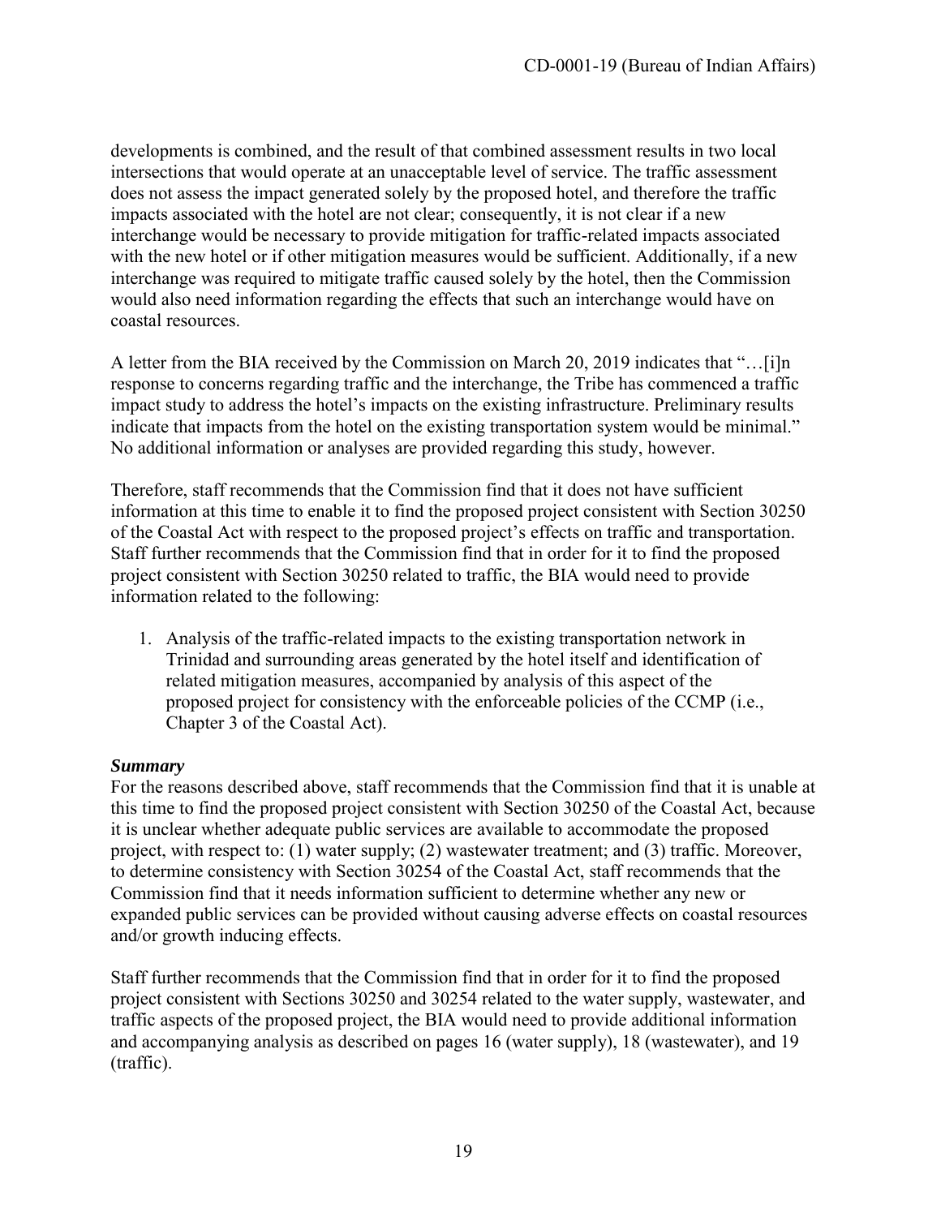developments is combined, and the result of that combined assessment results in two local intersections that would operate at an unacceptable level of service. The traffic assessment does not assess the impact generated solely by the proposed hotel, and therefore the traffic impacts associated with the hotel are not clear; consequently, it is not clear if a new interchange would be necessary to provide mitigation for traffic-related impacts associated with the new hotel or if other mitigation measures would be sufficient. Additionally, if a new interchange was required to mitigate traffic caused solely by the hotel, then the Commission would also need information regarding the effects that such an interchange would have on coastal resources.

A letter from the BIA received by the Commission on March 20, 2019 indicates that "…[i]n response to concerns regarding traffic and the interchange, the Tribe has commenced a traffic impact study to address the hotel's impacts on the existing infrastructure. Preliminary results indicate that impacts from the hotel on the existing transportation system would be minimal." No additional information or analyses are provided regarding this study, however.

Therefore, staff recommends that the Commission find that it does not have sufficient information at this time to enable it to find the proposed project consistent with Section 30250 of the Coastal Act with respect to the proposed project's effects on traffic and transportation. Staff further recommends that the Commission find that in order for it to find the proposed project consistent with Section 30250 related to traffic, the BIA would need to provide information related to the following:

1. Analysis of the traffic-related impacts to the existing transportation network in Trinidad and surrounding areas generated by the hotel itself and identification of related mitigation measures, accompanied by analysis of this aspect of the proposed project for consistency with the enforceable policies of the CCMP (i.e., Chapter 3 of the Coastal Act).

***Summary***

For the reasons described above, staff recommends that the Commission find that it is unable at this time to find the proposed project consistent with Section 30250 of the Coastal Act, because it is unclear whether adequate public services are available to accommodate the proposed project, with respect to: (1) water supply; (2) wastewater treatment; and (3) traffic. Moreover, to determine consistency with Section 30254 of the Coastal Act, staff recommends that the Commission find that it needs information sufficient to determine whether any new or expanded public services can be provided without causing adverse effects on coastal resources and/or growth inducing effects.

Staff further recommends that the Commission find that in order for it to find the proposed project consistent with Sections 30250 and 30254 related to the water supply, wastewater, and traffic aspects of the proposed project, the BIA would need to provide additional information and accompanying analysis as described on pages 16 (water supply), 18 (wastewater), and 19 (traffic).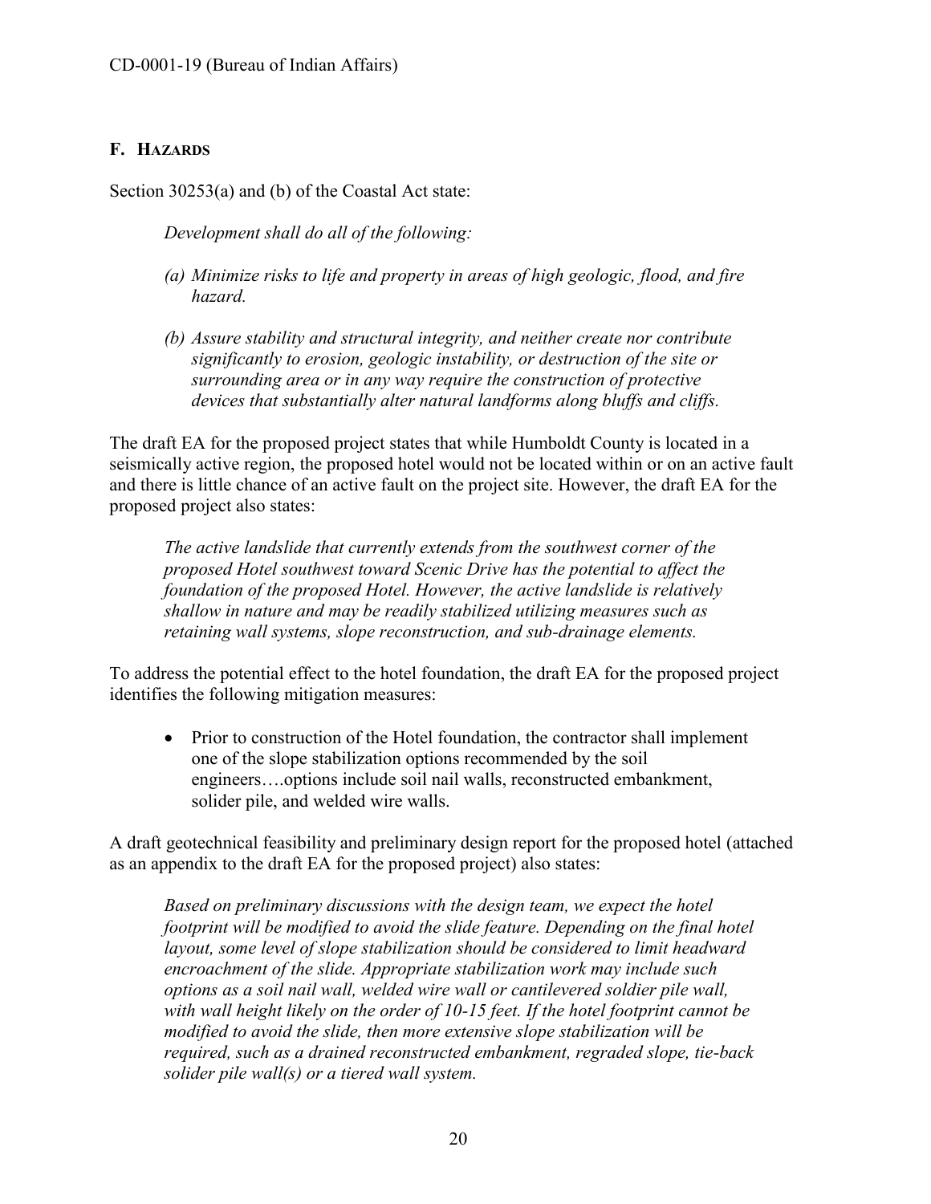## F. HAZARDS

Section 30253(a) and (b) of the Coastal Act state:

> *Development shall do all of the following:*
>
> *(a) Minimize risks to life and property in areas of high geologic, flood, and fire hazard.*
>
> *(b) Assure stability and structural integrity, and neither create nor contribute significantly to erosion, geologic instability, or destruction of the site or surrounding area or in any way require the construction of protective devices that substantially alter natural landforms along bluffs and cliffs.*

The draft EA for the proposed project states that while Humboldt County is located in a seismically active region, the proposed hotel would not be located within or on an active fault and there is little chance of an active fault on the project site. However, the draft EA for the proposed project also states:

> *The active landslide that currently extends from the southwest corner of the proposed Hotel southwest toward Scenic Drive has the potential to affect the foundation of the proposed Hotel. However, the active landslide is relatively shallow in nature and may be readily stabilized utilizing measures such as retaining wall systems, slope reconstruction, and sub-drainage elements.*

To address the potential effect to the hotel foundation, the draft EA for the proposed project identifies the following mitigation measures:

- Prior to construction of the Hotel foundation, the contractor shall implement one of the slope stabilization options recommended by the soil engineers….options include soil nail walls, reconstructed embankment, solider pile, and welded wire walls.

A draft geotechnical feasibility and preliminary design report for the proposed hotel (attached as an appendix to the draft EA for the proposed project) also states:

> *Based on preliminary discussions with the design team, we expect the hotel footprint will be modified to avoid the slide feature. Depending on the final hotel layout, some level of slope stabilization should be considered to limit headward encroachment of the slide. Appropriate stabilization work may include such options as a soil nail wall, welded wire wall or cantilevered soldier pile wall, with wall height likely on the order of 10-15 feet. If the hotel footprint cannot be modified to avoid the slide, then more extensive slope stabilization will be required, such as a drained reconstructed embankment, regraded slope, tie-back solider pile wall(s) or a tiered wall system.*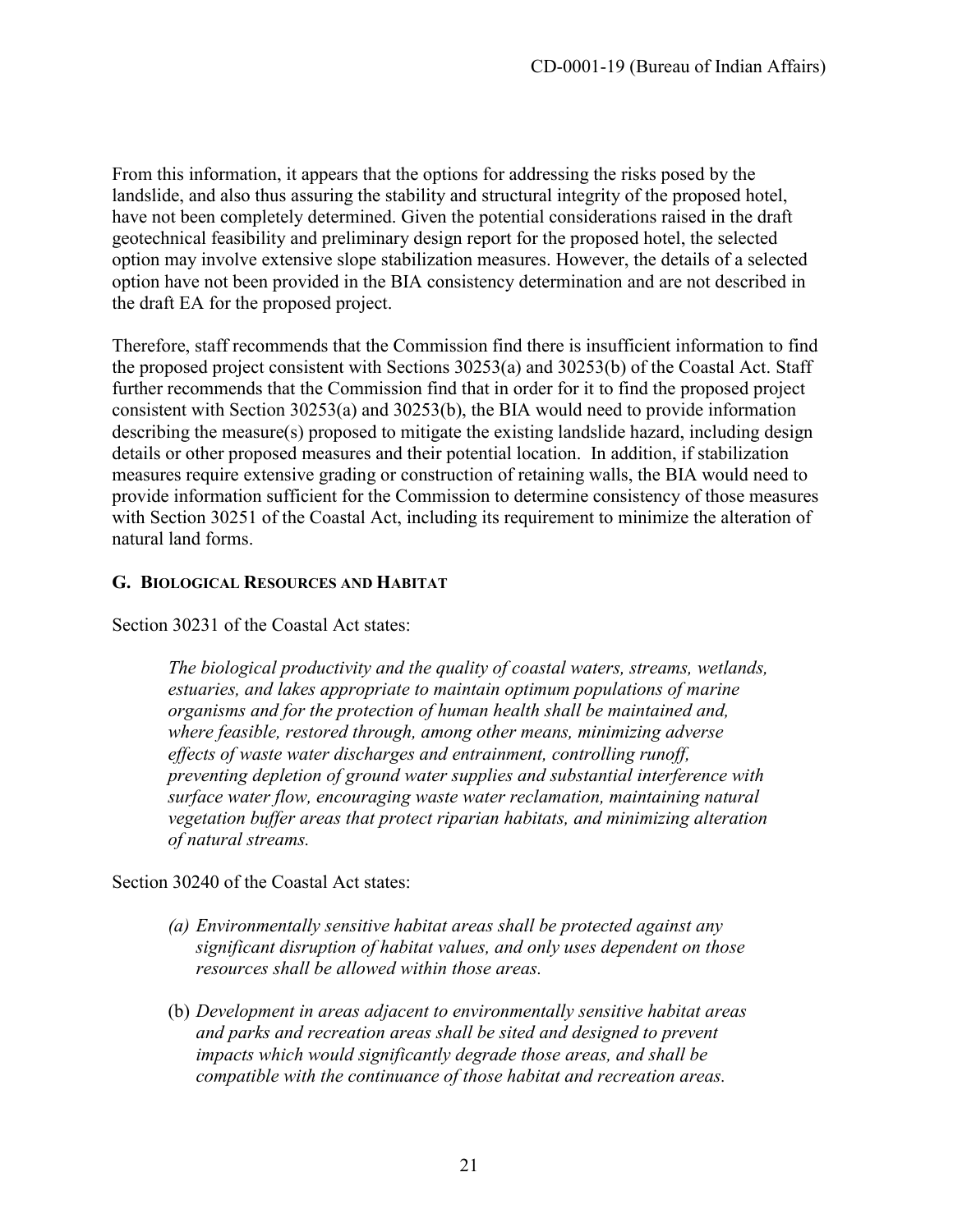From this information, it appears that the options for addressing the risks posed by the landslide, and also thus assuring the stability and structural integrity of the proposed hotel, have not been completely determined. Given the potential considerations raised in the draft geotechnical feasibility and preliminary design report for the proposed hotel, the selected option may involve extensive slope stabilization measures. However, the details of a selected option have not been provided in the BIA consistency determination and are not described in the draft EA for the proposed project.

Therefore, staff recommends that the Commission find there is insufficient information to find the proposed project consistent with Sections 30253(a) and 30253(b) of the Coastal Act. Staff further recommends that the Commission find that in order for it to find the proposed project consistent with Section 30253(a) and 30253(b), the BIA would need to provide information describing the measure(s) proposed to mitigate the existing landslide hazard, including design details or other proposed measures and their potential location. In addition, if stabilization measures require extensive grading or construction of retaining walls, the BIA would need to provide information sufficient for the Commission to determine consistency of those measures with Section 30251 of the Coastal Act, including its requirement to minimize the alteration of natural land forms.

## G. Biological Resources and Habitat

Section 30231 of the Coastal Act states:

> *The biological productivity and the quality of coastal waters, streams, wetlands, estuaries, and lakes appropriate to maintain optimum populations of marine organisms and for the protection of human health shall be maintained and, where feasible, restored through, among other means, minimizing adverse effects of waste water discharges and entrainment, controlling runoff, preventing depletion of ground water supplies and substantial interference with surface water flow, encouraging waste water reclamation, maintaining natural vegetation buffer areas that protect riparian habitats, and minimizing alteration of natural streams.*

Section 30240 of the Coastal Act states:

> *(a) Environmentally sensitive habitat areas shall be protected against any significant disruption of habitat values, and only uses dependent on those resources shall be allowed within those areas.*
>
> (b) *Development in areas adjacent to environmentally sensitive habitat areas and parks and recreation areas shall be sited and designed to prevent impacts which would significantly degrade those areas, and shall be compatible with the continuance of those habitat and recreation areas.*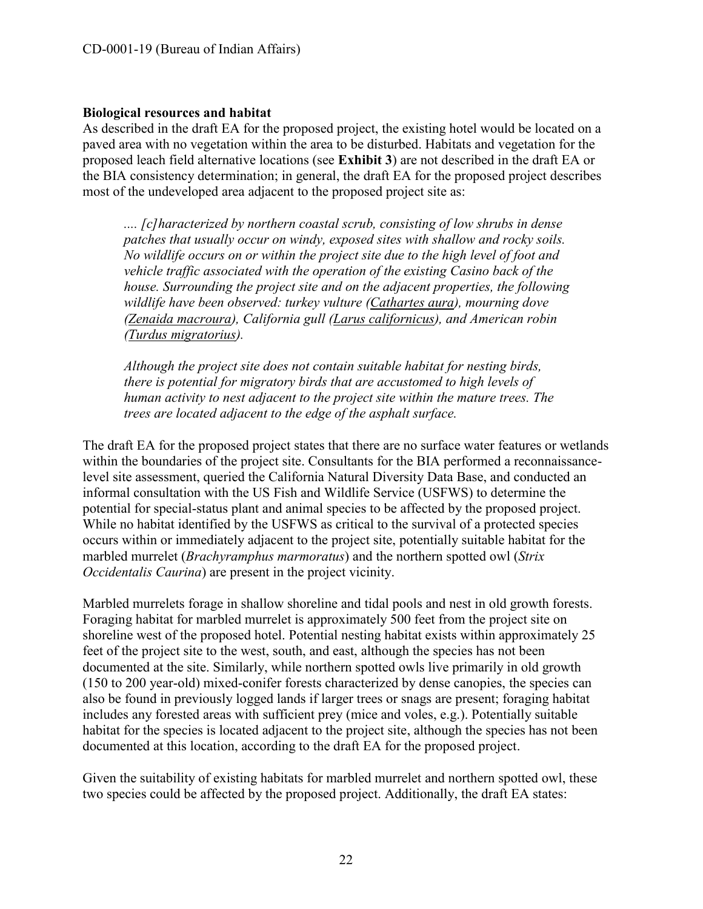**Biological resources and habitat**

As described in the draft EA for the proposed project, the existing hotel would be located on a paved area with no vegetation within the area to be disturbed. Habitats and vegetation for the proposed leach field alternative locations (see **Exhibit 3**) are not described in the draft EA or the BIA consistency determination; in general, the draft EA for the proposed project describes most of the undeveloped area adjacent to the proposed project site as:

> *.... [c]haracterized by northern coastal scrub, consisting of low shrubs in dense patches that usually occur on windy, exposed sites with shallow and rocky soils. No wildlife occurs on or within the project site due to the high level of foot and vehicle traffic associated with the operation of the existing Casino back of the house. Surrounding the project site and on the adjacent properties, the following wildlife have been observed: turkey vulture (Cathartes aura), mourning dove (Zenaida macroura), California gull (Larus californicus), and American robin (Turdus migratorius).*
>
> *Although the project site does not contain suitable habitat for nesting birds, there is potential for migratory birds that are accustomed to high levels of human activity to nest adjacent to the project site within the mature trees. The trees are located adjacent to the edge of the asphalt surface.*

The draft EA for the proposed project states that there are no surface water features or wetlands within the boundaries of the project site. Consultants for the BIA performed a reconnaissance-level site assessment, queried the California Natural Diversity Data Base, and conducted an informal consultation with the US Fish and Wildlife Service (USFWS) to determine the potential for special-status plant and animal species to be affected by the proposed project. While no habitat identified by the USFWS as critical to the survival of a protected species occurs within or immediately adjacent to the project site, potentially suitable habitat for the marbled murrelet (*Brachyramphus marmoratus*) and the northern spotted owl (*Strix Occidentalis Caurina*) are present in the project vicinity.

Marbled murrelets forage in shallow shoreline and tidal pools and nest in old growth forests. Foraging habitat for marbled murrelet is approximately 500 feet from the project site on shoreline west of the proposed hotel. Potential nesting habitat exists within approximately 25 feet of the project site to the west, south, and east, although the species has not been documented at the site. Similarly, while northern spotted owls live primarily in old growth (150 to 200 year-old) mixed-conifer forests characterized by dense canopies, the species can also be found in previously logged lands if larger trees or snags are present; foraging habitat includes any forested areas with sufficient prey (mice and voles, e.g.). Potentially suitable habitat for the species is located adjacent to the project site, although the species has not been documented at this location, according to the draft EA for the proposed project.

Given the suitability of existing habitats for marbled murrelet and northern spotted owl, these two species could be affected by the proposed project. Additionally, the draft EA states: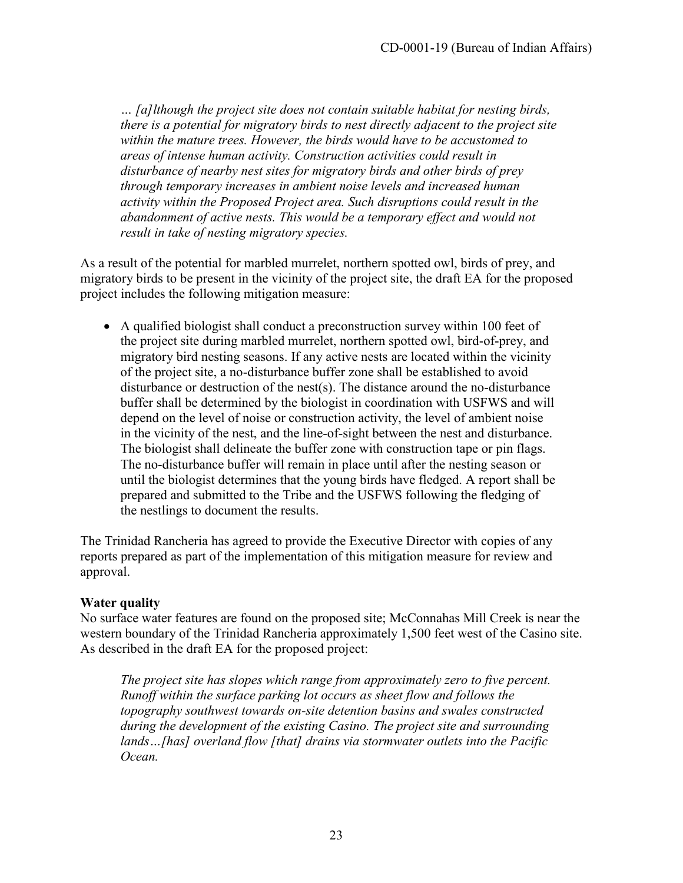*… [a]lthough the project site does not contain suitable habitat for nesting birds, there is a potential for migratory birds to nest directly adjacent to the project site within the mature trees. However, the birds would have to be accustomed to areas of intense human activity. Construction activities could result in disturbance of nearby nest sites for migratory birds and other birds of prey through temporary increases in ambient noise levels and increased human activity within the Proposed Project area. Such disruptions could result in the abandonment of active nests. This would be a temporary effect and would not result in take of nesting migratory species.*

As a result of the potential for marbled murrelet, northern spotted owl, birds of prey, and migratory birds to be present in the vicinity of the project site, the draft EA for the proposed project includes the following mitigation measure:

- A qualified biologist shall conduct a preconstruction survey within 100 feet of the project site during marbled murrelet, northern spotted owl, bird-of-prey, and migratory bird nesting seasons. If any active nests are located within the vicinity of the project site, a no-disturbance buffer zone shall be established to avoid disturbance or destruction of the nest(s). The distance around the no-disturbance buffer shall be determined by the biologist in coordination with USFWS and will depend on the level of noise or construction activity, the level of ambient noise in the vicinity of the nest, and the line-of-sight between the nest and disturbance. The biologist shall delineate the buffer zone with construction tape or pin flags. The no-disturbance buffer will remain in place until after the nesting season or until the biologist determines that the young birds have fledged. A report shall be prepared and submitted to the Tribe and the USFWS following the fledging of the nestlings to document the results.

The Trinidad Rancheria has agreed to provide the Executive Director with copies of any reports prepared as part of the implementation of this mitigation measure for review and approval.

**Water quality**

No surface water features are found on the proposed site; McConnahas Mill Creek is near the western boundary of the Trinidad Rancheria approximately 1,500 feet west of the Casino site. As described in the draft EA for the proposed project:

*The project site has slopes which range from approximately zero to five percent. Runoff within the surface parking lot occurs as sheet flow and follows the topography southwest towards on-site detention basins and swales constructed during the development of the existing Casino. The project site and surrounding lands…[has] overland flow [that] drains via stormwater outlets into the Pacific Ocean.*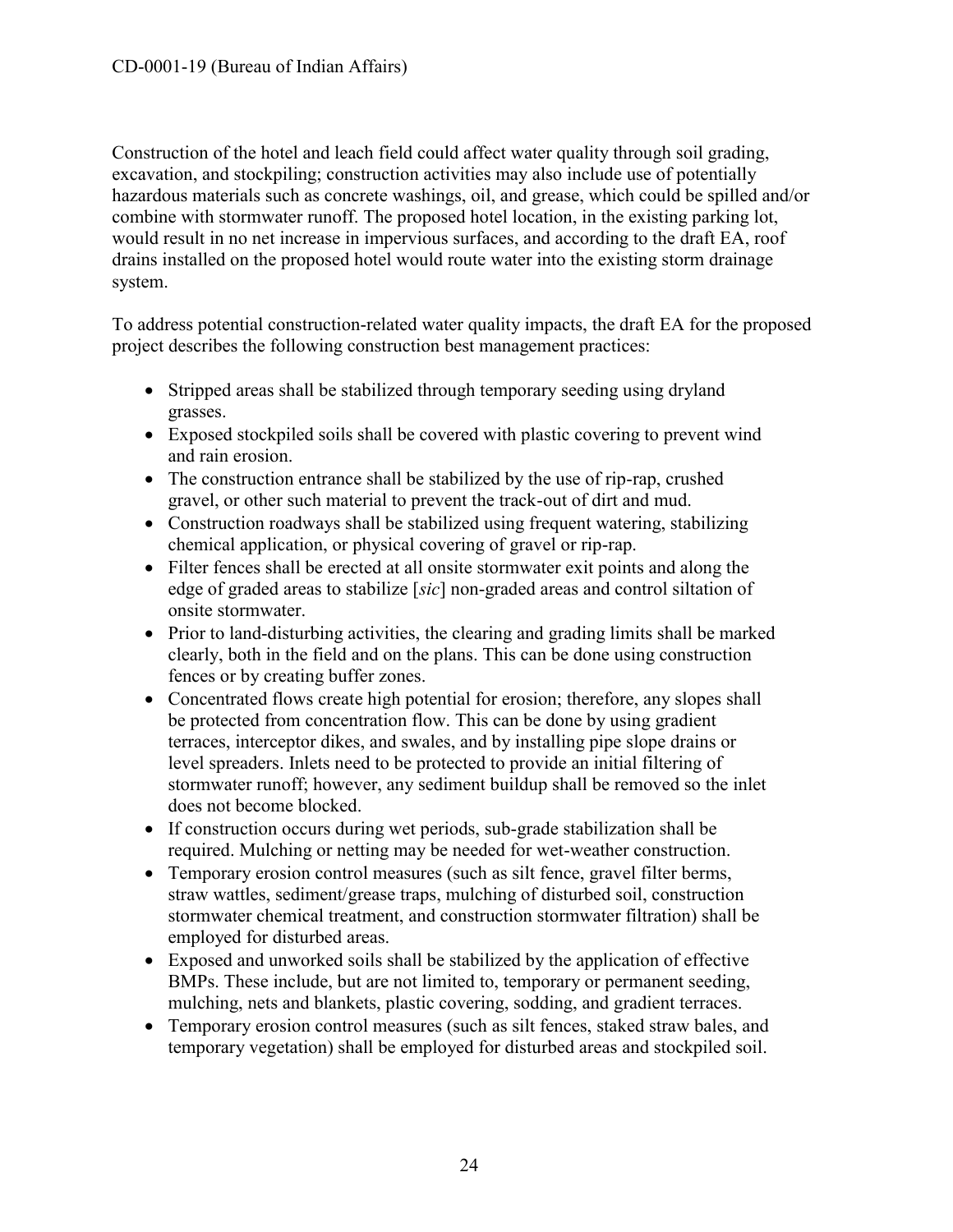Construction of the hotel and leach field could affect water quality through soil grading, excavation, and stockpiling; construction activities may also include use of potentially hazardous materials such as concrete washings, oil, and grease, which could be spilled and/or combine with stormwater runoff. The proposed hotel location, in the existing parking lot, would result in no net increase in impervious surfaces, and according to the draft EA, roof drains installed on the proposed hotel would route water into the existing storm drainage system.

To address potential construction-related water quality impacts, the draft EA for the proposed project describes the following construction best management practices:

- Stripped areas shall be stabilized through temporary seeding using dryland grasses.
- Exposed stockpiled soils shall be covered with plastic covering to prevent wind and rain erosion.
- The construction entrance shall be stabilized by the use of rip-rap, crushed gravel, or other such material to prevent the track-out of dirt and mud.
- Construction roadways shall be stabilized using frequent watering, stabilizing chemical application, or physical covering of gravel or rip-rap.
- Filter fences shall be erected at all onsite stormwater exit points and along the edge of graded areas to stabilize [*sic*] non-graded areas and control siltation of onsite stormwater.
- Prior to land-disturbing activities, the clearing and grading limits shall be marked clearly, both in the field and on the plans. This can be done using construction fences or by creating buffer zones.
- Concentrated flows create high potential for erosion; therefore, any slopes shall be protected from concentration flow. This can be done by using gradient terraces, interceptor dikes, and swales, and by installing pipe slope drains or level spreaders. Inlets need to be protected to provide an initial filtering of stormwater runoff; however, any sediment buildup shall be removed so the inlet does not become blocked.
- If construction occurs during wet periods, sub-grade stabilization shall be required. Mulching or netting may be needed for wet-weather construction.
- Temporary erosion control measures (such as silt fence, gravel filter berms, straw wattles, sediment/grease traps, mulching of disturbed soil, construction stormwater chemical treatment, and construction stormwater filtration) shall be employed for disturbed areas.
- Exposed and unworked soils shall be stabilized by the application of effective BMPs. These include, but are not limited to, temporary or permanent seeding, mulching, nets and blankets, plastic covering, sodding, and gradient terraces.
- Temporary erosion control measures (such as silt fences, staked straw bales, and temporary vegetation) shall be employed for disturbed areas and stockpiled soil.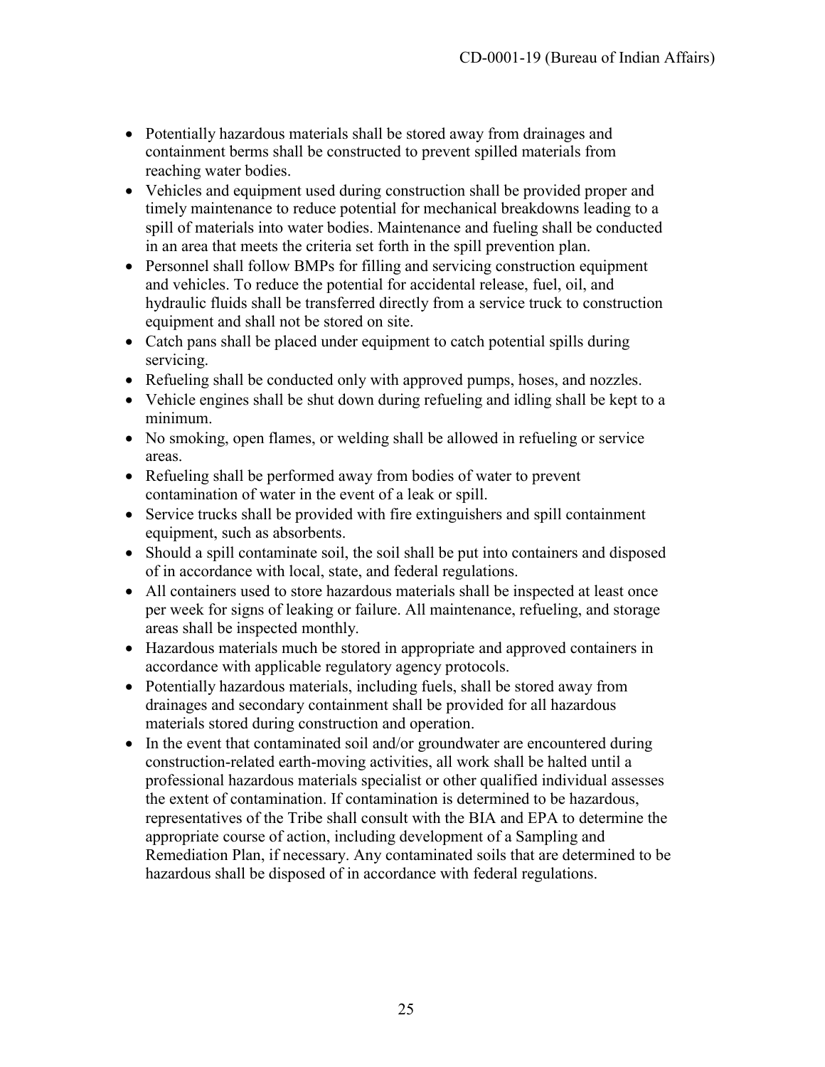- Potentially hazardous materials shall be stored away from drainages and containment berms shall be constructed to prevent spilled materials from reaching water bodies.
- Vehicles and equipment used during construction shall be provided proper and timely maintenance to reduce potential for mechanical breakdowns leading to a spill of materials into water bodies. Maintenance and fueling shall be conducted in an area that meets the criteria set forth in the spill prevention plan.
- Personnel shall follow BMPs for filling and servicing construction equipment and vehicles. To reduce the potential for accidental release, fuel, oil, and hydraulic fluids shall be transferred directly from a service truck to construction equipment and shall not be stored on site.
- Catch pans shall be placed under equipment to catch potential spills during servicing.
- Refueling shall be conducted only with approved pumps, hoses, and nozzles.
- Vehicle engines shall be shut down during refueling and idling shall be kept to a minimum.
- No smoking, open flames, or welding shall be allowed in refueling or service areas.
- Refueling shall be performed away from bodies of water to prevent contamination of water in the event of a leak or spill.
- Service trucks shall be provided with fire extinguishers and spill containment equipment, such as absorbents.
- Should a spill contaminate soil, the soil shall be put into containers and disposed of in accordance with local, state, and federal regulations.
- All containers used to store hazardous materials shall be inspected at least once per week for signs of leaking or failure. All maintenance, refueling, and storage areas shall be inspected monthly.
- Hazardous materials much be stored in appropriate and approved containers in accordance with applicable regulatory agency protocols.
- Potentially hazardous materials, including fuels, shall be stored away from drainages and secondary containment shall be provided for all hazardous materials stored during construction and operation.
- In the event that contaminated soil and/or groundwater are encountered during construction-related earth-moving activities, all work shall be halted until a professional hazardous materials specialist or other qualified individual assesses the extent of contamination. If contamination is determined to be hazardous, representatives of the Tribe shall consult with the BIA and EPA to determine the appropriate course of action, including development of a Sampling and Remediation Plan, if necessary. Any contaminated soils that are determined to be hazardous shall be disposed of in accordance with federal regulations.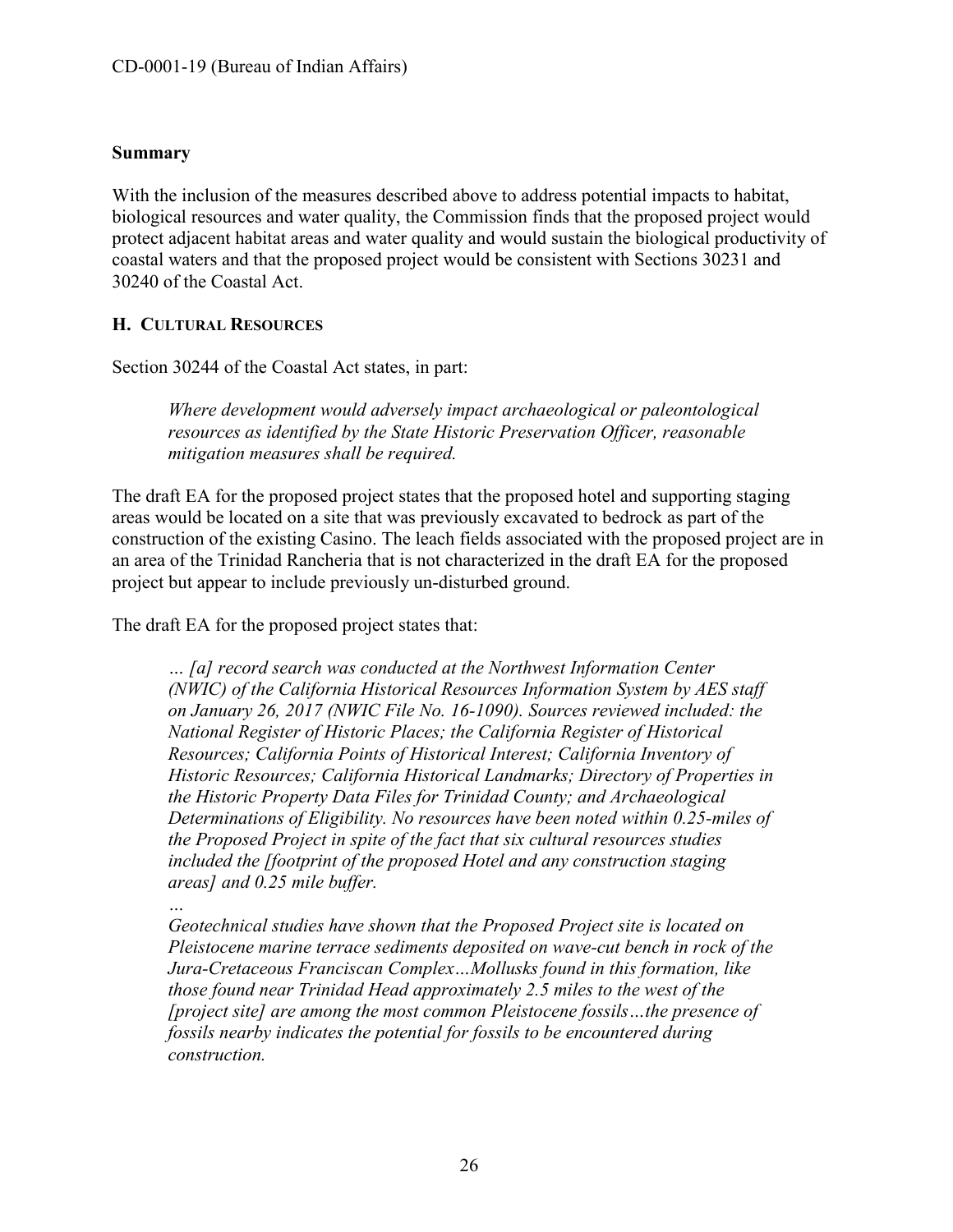## Summary

With the inclusion of the measures described above to address potential impacts to habitat, biological resources and water quality, the Commission finds that the proposed project would protect adjacent habitat areas and water quality and would sustain the biological productivity of coastal waters and that the proposed project would be consistent with Sections 30231 and 30240 of the Coastal Act.

## H. Cultural Resources

Section 30244 of the Coastal Act states, in part:

> *Where development would adversely impact archaeological or paleontological resources as identified by the State Historic Preservation Officer, reasonable mitigation measures shall be required.*

The draft EA for the proposed project states that the proposed hotel and supporting staging areas would be located on a site that was previously excavated to bedrock as part of the construction of the existing Casino. The leach fields associated with the proposed project are in an area of the Trinidad Rancheria that is not characterized in the draft EA for the proposed project but appear to include previously un-disturbed ground.

The draft EA for the proposed project states that:

> *… [a] record search was conducted at the Northwest Information Center (NWIC) of the California Historical Resources Information System by AES staff on January 26, 2017 (NWIC File No. 16-1090). Sources reviewed included: the National Register of Historic Places; the California Register of Historical Resources; California Points of Historical Interest; California Inventory of Historic Resources; California Historical Landmarks; Directory of Properties in the Historic Property Data Files for Trinidad County; and Archaeological Determinations of Eligibility. No resources have been noted within 0.25-miles of the Proposed Project in spite of the fact that six cultural resources studies included the [footprint of the proposed Hotel and any construction staging areas] and 0.25 mile buffer.*
>
> *…*
>
> *Geotechnical studies have shown that the Proposed Project site is located on Pleistocene marine terrace sediments deposited on wave-cut bench in rock of the Jura-Cretaceous Franciscan Complex…Mollusks found in this formation, like those found near Trinidad Head approximately 2.5 miles to the west of the [project site] are among the most common Pleistocene fossils…the presence of fossils nearby indicates the potential for fossils to be encountered during construction.*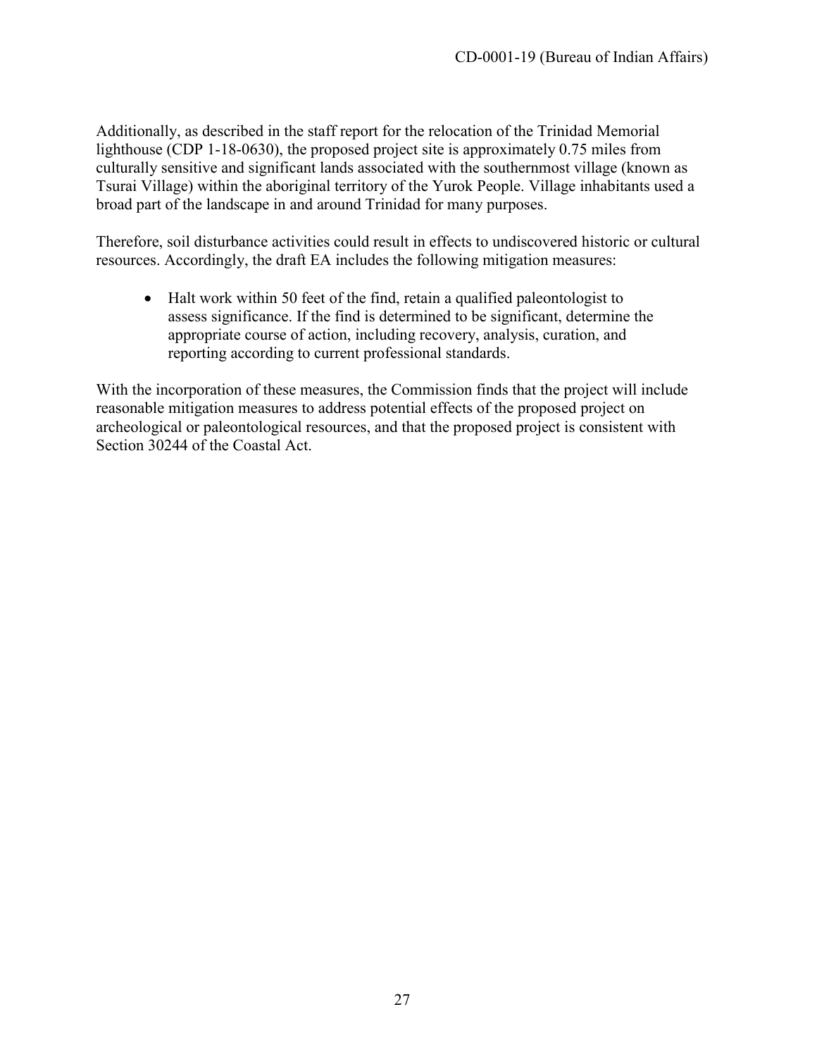Additionally, as described in the staff report for the relocation of the Trinidad Memorial lighthouse (CDP 1-18-0630), the proposed project site is approximately 0.75 miles from culturally sensitive and significant lands associated with the southernmost village (known as Tsurai Village) within the aboriginal territory of the Yurok People. Village inhabitants used a broad part of the landscape in and around Trinidad for many purposes.

Therefore, soil disturbance activities could result in effects to undiscovered historic or cultural resources. Accordingly, the draft EA includes the following mitigation measures:

- Halt work within 50 feet of the find, retain a qualified paleontologist to assess significance. If the find is determined to be significant, determine the appropriate course of action, including recovery, analysis, curation, and reporting according to current professional standards.

With the incorporation of these measures, the Commission finds that the project will include reasonable mitigation measures to address potential effects of the proposed project on archeological or paleontological resources, and that the proposed project is consistent with Section 30244 of the Coastal Act.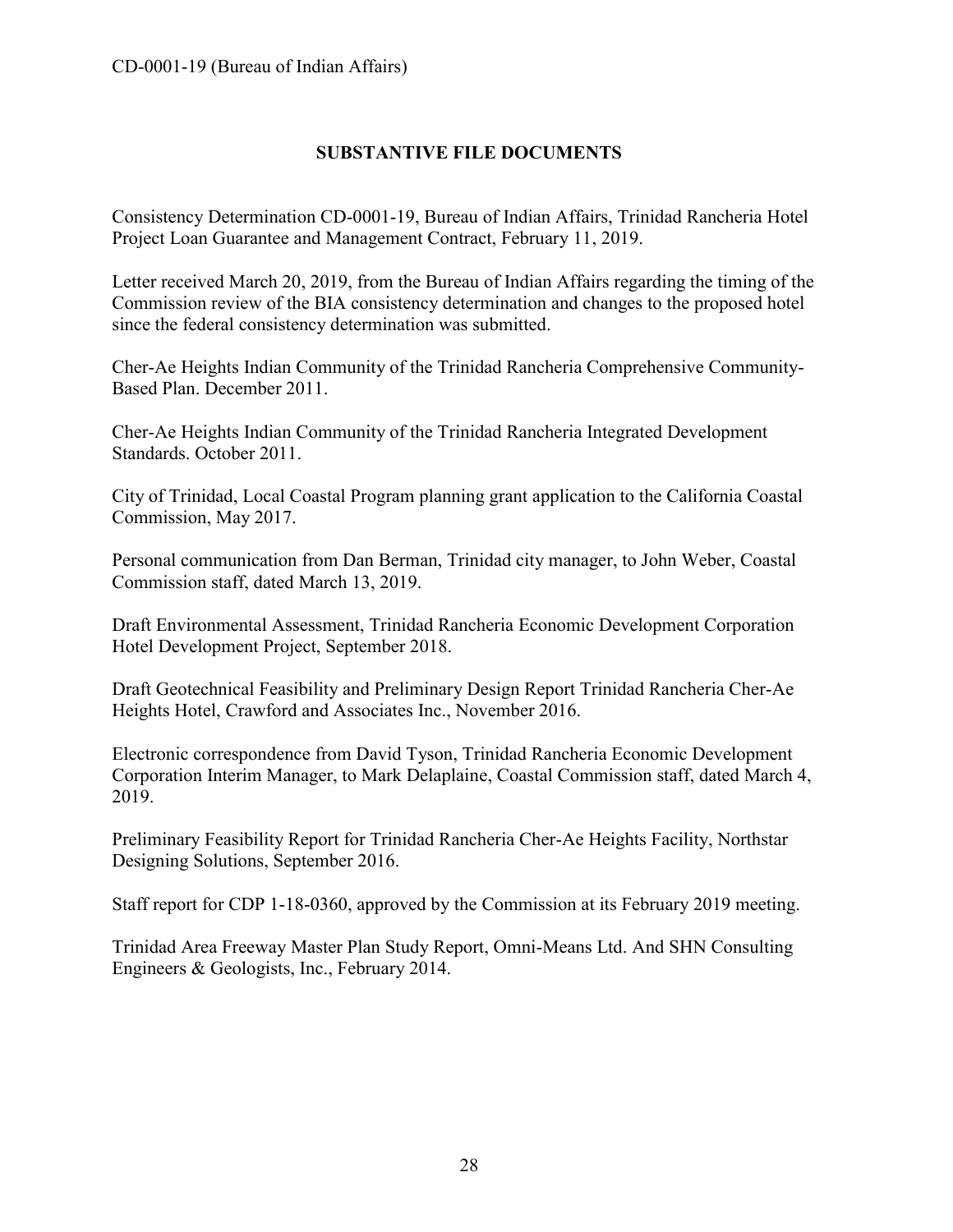## SUBSTANTIVE FILE DOCUMENTS

Consistency Determination CD-0001-19, Bureau of Indian Affairs, Trinidad Rancheria Hotel Project Loan Guarantee and Management Contract, February 11, 2019.

Letter received March 20, 2019, from the Bureau of Indian Affairs regarding the timing of the Commission review of the BIA consistency determination and changes to the proposed hotel since the federal consistency determination was submitted.

Cher-Ae Heights Indian Community of the Trinidad Rancheria Comprehensive Community-Based Plan. December 2011.

Cher-Ae Heights Indian Community of the Trinidad Rancheria Integrated Development Standards. October 2011.

City of Trinidad, Local Coastal Program planning grant application to the California Coastal Commission, May 2017.

Personal communication from Dan Berman, Trinidad city manager, to John Weber, Coastal Commission staff, dated March 13, 2019.

Draft Environmental Assessment, Trinidad Rancheria Economic Development Corporation Hotel Development Project, September 2018.

Draft Geotechnical Feasibility and Preliminary Design Report Trinidad Rancheria Cher-Ae Heights Hotel, Crawford and Associates Inc., November 2016.

Electronic correspondence from David Tyson, Trinidad Rancheria Economic Development Corporation Interim Manager, to Mark Delaplaine, Coastal Commission staff, dated March 4, 2019.

Preliminary Feasibility Report for Trinidad Rancheria Cher-Ae Heights Facility, Northstar Designing Solutions, September 2016.

Staff report for CDP 1-18-0360, approved by the Commission at its February 2019 meeting.

Trinidad Area Freeway Master Plan Study Report, Omni-Means Ltd. And SHN Consulting Engineers & Geologists, Inc., February 2014.